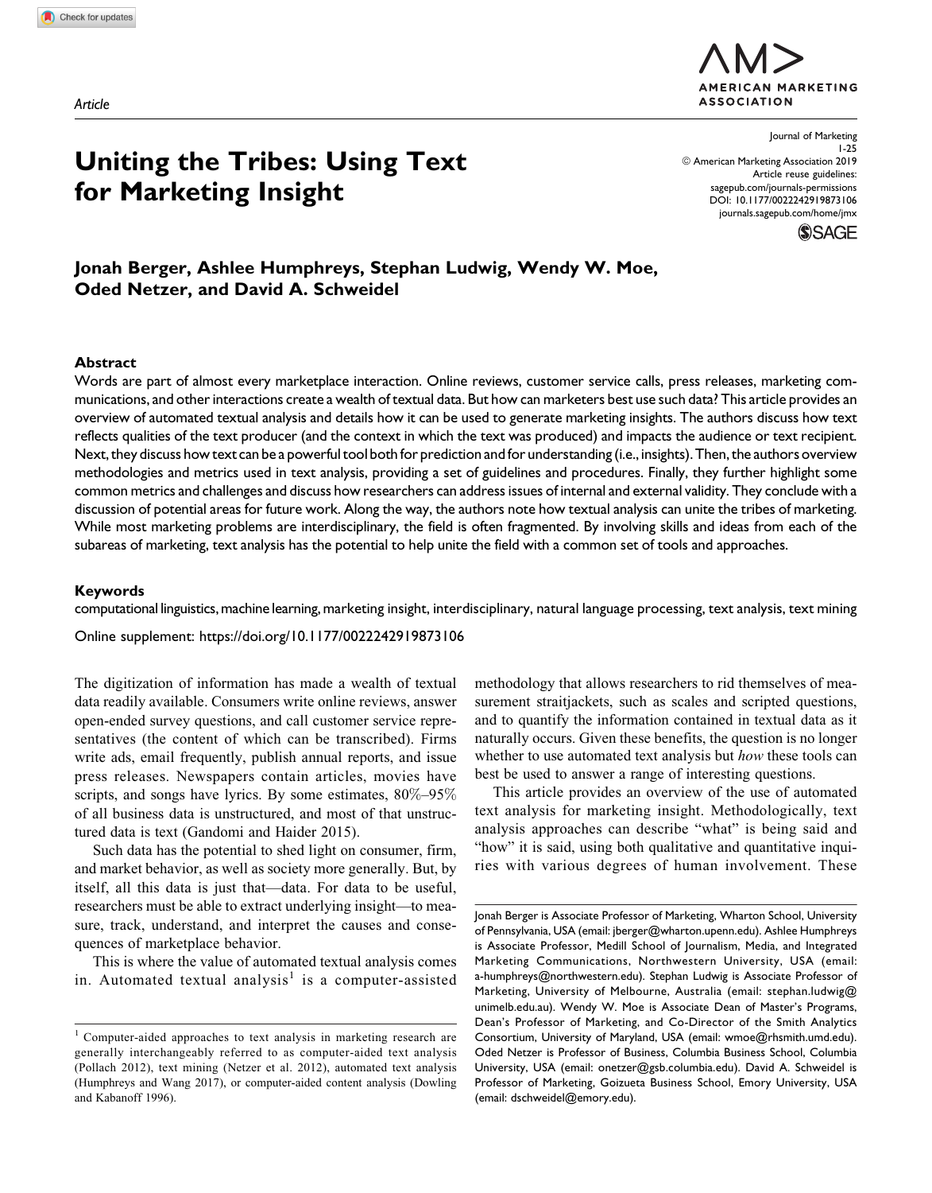Article

# Uniting the Tribes: Using Text for Marketing Insight

Journal of Marketing
1-25
© American Marketing Association 2019
Article reuse guidelines:
sagepub.com/journals-permissions
DOI: 10.1177/0022242919873106
journals.sagepub.com/home/jmx

**Jonah Berger, Ashlee Humphreys, Stephan Ludwig, Wendy W. Moe, Oded Netzer, and David A. Schweidel**

## Abstract

Words are part of almost every marketplace interaction. Online reviews, customer service calls, press releases, marketing communications, and other interactions create a wealth of textual data. But how can marketers best use such data? This article provides an overview of automated textual analysis and details how it can be used to generate marketing insights. The authors discuss how text reflects qualities of the text producer (and the context in which the text was produced) and impacts the audience or text recipient. Next, they discuss how text can be a powerful tool both for prediction and for understanding (i.e., insights). Then, the authors overview methodologies and metrics used in text analysis, providing a set of guidelines and procedures. Finally, they further highlight some common metrics and challenges and discuss how researchers can address issues of internal and external validity. They conclude with a discussion of potential areas for future work. Along the way, the authors note how textual analysis can unite the tribes of marketing. While most marketing problems are interdisciplinary, the field is often fragmented. By involving skills and ideas from each of the subareas of marketing, text analysis has the potential to help unite the field with a common set of tools and approaches.

## Keywords

computational linguistics, machine learning, marketing insight, interdisciplinary, natural language processing, text analysis, text mining

Online supplement: https://doi.org/10.1177/0022242919873106

The digitization of information has made a wealth of textual data readily available. Consumers write online reviews, answer open-ended survey questions, and call customer service representatives (the content of which can be transcribed). Firms write ads, email frequently, publish annual reports, and issue press releases. Newspapers contain articles, movies have scripts, and songs have lyrics. By some estimates, 80%–95% of all business data is unstructured, and most of that unstructured data is text (Gandomi and Haider 2015).

Such data has the potential to shed light on consumer, firm, and market behavior, as well as society more generally. But, by itself, all this data is just that—data. For data to be useful, researchers must be able to extract underlying insight—to measure, track, understand, and interpret the causes and consequences of marketplace behavior.

This is where the value of automated textual analysis comes in. Automated textual analysis[1] is a computer-assisted methodology that allows researchers to rid themselves of measurement straitjackets, such as scales and scripted questions, and to quantify the information contained in textual data as it naturally occurs. Given these benefits, the question is no longer whether to use automated text analysis but *how* these tools can best be used to answer a range of interesting questions.

This article provides an overview of the use of automated text analysis for marketing insight. Methodologically, text analysis approaches can describe "what" is being said and "how" it is said, using both qualitative and quantitative inquiries with various degrees of human involvement. These

[1] Computer-aided approaches to text analysis in marketing research are generally interchangeably referred to as computer-aided text analysis (Pollach 2012), text mining (Netzer et al. 2012), automated text analysis (Humphreys and Wang 2017), or computer-aided content analysis (Dowling and Kabanoff 1996).

Jonah Berger is Associate Professor of Marketing, Wharton School, University of Pennsylvania, USA (email: jberger@wharton.upenn.edu). Ashlee Humphreys is Associate Professor, Medill School of Journalism, Media, and Integrated Marketing Communications, Northwestern University, USA (email: a-humphreys@northwestern.edu). Stephan Ludwig is Associate Professor of Marketing, University of Melbourne, Australia (email: stephan.ludwig@unimelb.edu.au). Wendy W. Moe is Associate Dean of Master's Programs, Dean's Professor of Marketing, and Co-Director of the Smith Analytics Consortium, University of Maryland, USA (email: wmoe@rhsmith.umd.edu). Oded Netzer is Professor of Business, Columbia Business School, Columbia University, USA (email: onetzer@gsb.columbia.edu). David A. Schweidel is Professor of Marketing, Goizueta Business School, Emory University, USA (email: dschweidel@emory.edu).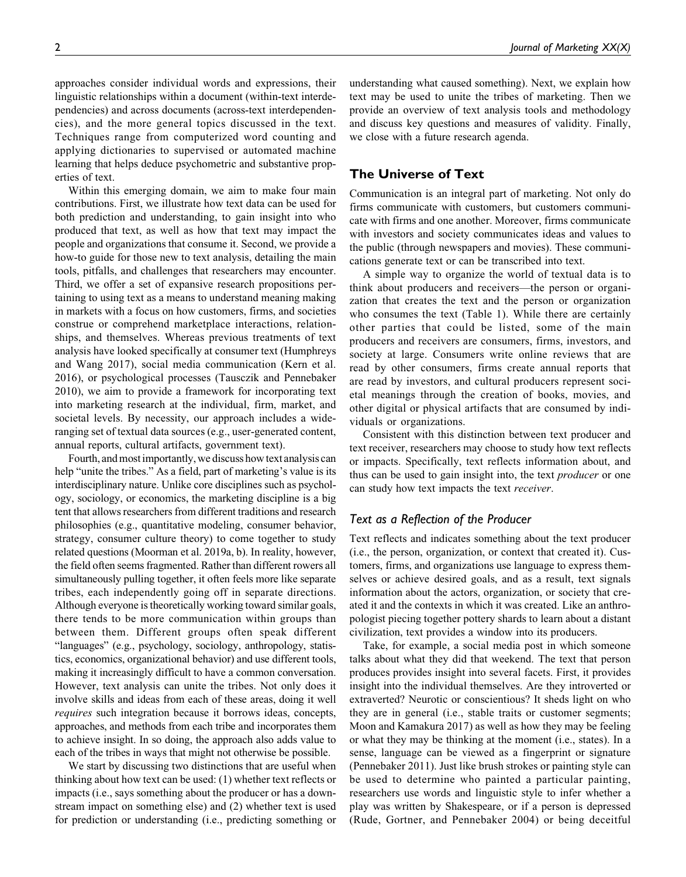approaches consider individual words and expressions, their linguistic relationships within a document (within-text interdependencies) and across documents (across-text interdependencies), and the more general topics discussed in the text. Techniques range from computerized word counting and applying dictionaries to supervised or automated machine learning that helps deduce psychometric and substantive properties of text.

Within this emerging domain, we aim to make four main contributions. First, we illustrate how text data can be used for both prediction and understanding, to gain insight into who produced that text, as well as how that text may impact the people and organizations that consume it. Second, we provide a how-to guide for those new to text analysis, detailing the main tools, pitfalls, and challenges that researchers may encounter. Third, we offer a set of expansive research propositions pertaining to using text as a means to understand meaning making in markets with a focus on how customers, firms, and societies construe or comprehend marketplace interactions, relationships, and themselves. Whereas previous treatments of text analysis have looked specifically at consumer text (Humphreys and Wang 2017), social media communication (Kern et al. 2016), or psychological processes (Tausczik and Pennebaker 2010), we aim to provide a framework for incorporating text into marketing research at the individual, firm, market, and societal levels. By necessity, our approach includes a wide-ranging set of textual data sources (e.g., user-generated content, annual reports, cultural artifacts, government text).

Fourth, and most importantly, we discuss how text analysis can help "unite the tribes." As a field, part of marketing's value is its interdisciplinary nature. Unlike core disciplines such as psychology, sociology, or economics, the marketing discipline is a big tent that allows researchers from different traditions and research philosophies (e.g., quantitative modeling, consumer behavior, strategy, consumer culture theory) to come together to study related questions (Moorman et al. 2019a, b). In reality, however, the field often seems fragmented. Rather than different rowers all simultaneously pulling together, it often feels more like separate tribes, each independently going off in separate directions. Although everyone is theoretically working toward similar goals, there tends to be more communication within groups than between them. Different groups often speak different "languages" (e.g., psychology, sociology, anthropology, statistics, economics, organizational behavior) and use different tools, making it increasingly difficult to have a common conversation. However, text analysis can unite the tribes. Not only does it involve skills and ideas from each of these areas, doing it well *requires* such integration because it borrows ideas, concepts, approaches, and methods from each tribe and incorporates them to achieve insight. In so doing, the approach also adds value to each of the tribes in ways that might not otherwise be possible.

We start by discussing two distinctions that are useful when thinking about how text can be used: (1) whether text reflects or impacts (i.e., says something about the producer or has a downstream impact on something else) and (2) whether text is used for prediction or understanding (i.e., predicting something or understanding what caused something). Next, we explain how text may be used to unite the tribes of marketing. Then we provide an overview of text analysis tools and methodology and discuss key questions and measures of validity. Finally, we close with a future research agenda.

## The Universe of Text

Communication is an integral part of marketing. Not only do firms communicate with customers, but customers communicate with firms and one another. Moreover, firms communicate with investors and society communicates ideas and values to the public (through newspapers and movies). These communications generate text or can be transcribed into text.

A simple way to organize the world of textual data is to think about producers and receivers—the person or organization that creates the text and the person or organization who consumes the text (Table 1). While there are certainly other parties that could be listed, some of the main producers and receivers are consumers, firms, investors, and society at large. Consumers write online reviews that are read by other consumers, firms create annual reports that are read by investors, and cultural producers represent societal meanings through the creation of books, movies, and other digital or physical artifacts that are consumed by individuals or organizations.

Consistent with this distinction between text producer and text receiver, researchers may choose to study how text reflects or impacts. Specifically, text reflects information about, and thus can be used to gain insight into, the text *producer* or one can study how text impacts the text *receiver*.

### *Text as a Reflection of the Producer*

Text reflects and indicates something about the text producer (i.e., the person, organization, or context that created it). Customers, firms, and organizations use language to express themselves or achieve desired goals, and as a result, text signals information about the actors, organization, or society that created it and the contexts in which it was created. Like an anthropologist piecing together pottery shards to learn about a distant civilization, text provides a window into its producers.

Take, for example, a social media post in which someone talks about what they did that weekend. The text that person produces provides insight into several facets. First, it provides insight into the individual themselves. Are they introverted or extraverted? Neurotic or conscientious? It sheds light on who they are in general (i.e., stable traits or customer segments; Moon and Kamakura 2017) as well as how they may be feeling or what they may be thinking at the moment (i.e., states). In a sense, language can be viewed as a fingerprint or signature (Pennebaker 2011). Just like brush strokes or painting style can be used to determine who painted a particular painting, researchers use words and linguistic style to infer whether a play was written by Shakespeare, or if a person is depressed (Rude, Gortner, and Pennebaker 2004) or being deceitful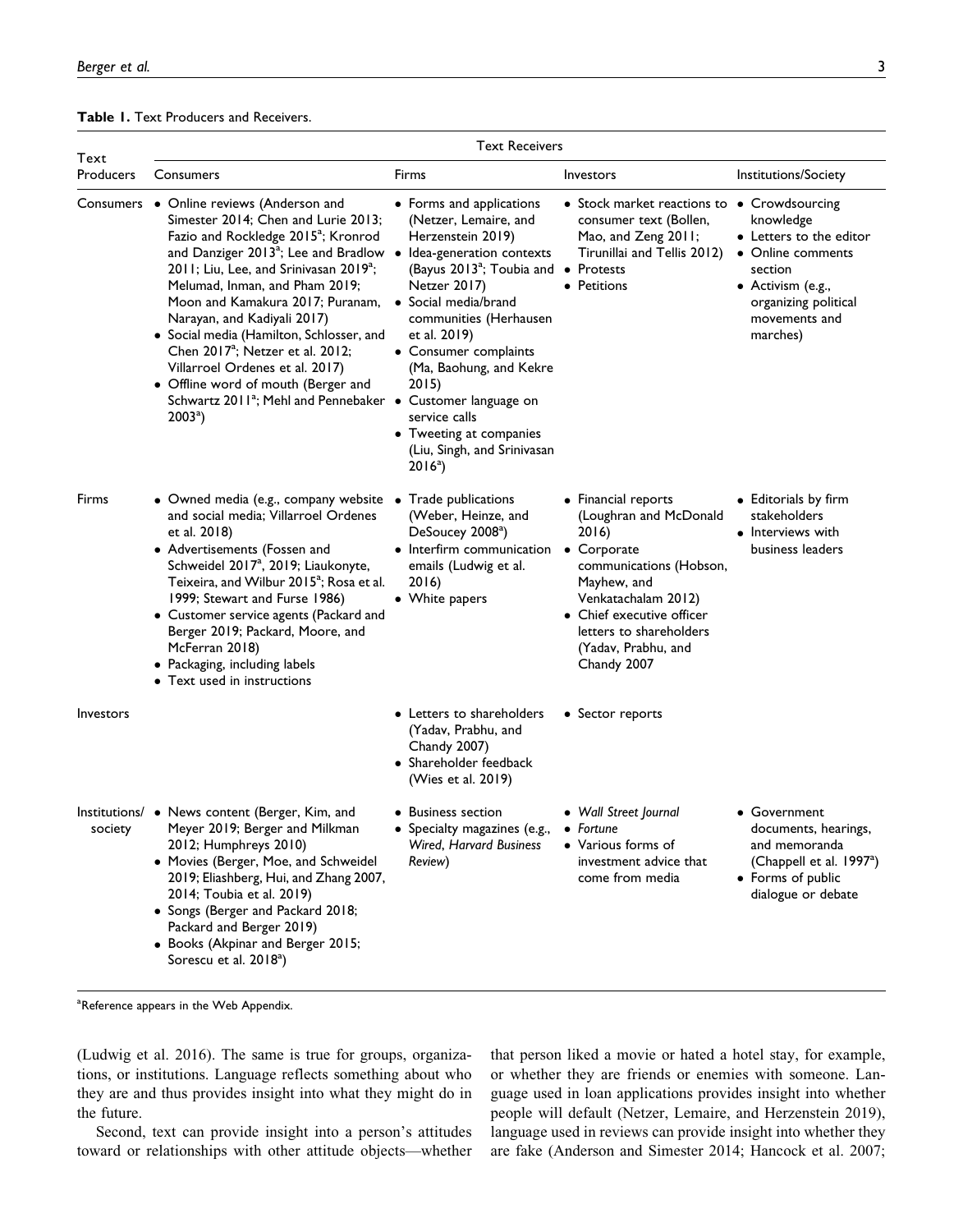**Table 1.** Text Producers and Receivers.

| Text Producers | Text Receivers | | | |
|---|---|---|---|---|
| | Consumers | Firms | Investors | Institutions/Society |
| Consumers | • Online reviews (Anderson and Simester 2014; Chen and Lurie 2013; Fazio and Rockledge 2015[a]; Kronrod and Danziger 2013[a]; Lee and Bradlow 2011; Liu, Lee, and Srinivasan 2019[a]; Melumad, Inman, and Pham 2019; Moon and Kamakura 2017; Puranam, Narayan, and Kadiyali 2017) • Social media (Hamilton, Schlosser, and Chen 2017[a]; Netzer et al. 2012; Villarroel Ordenes et al. 2017) • Offline word of mouth (Berger and Schwartz 2011[a]; Mehl and Pennebaker 2003[a]) | • Forms and applications (Netzer, Lemaire, and Herzenstein 2019) • Idea-generation contexts (Bayus 2013[a]; Toubia and Netzer 2017) • Social media/brand communities (Herhausen et al. 2019) • Consumer complaints (Ma, Baohung, and Kekre 2015) • Customer language on service calls • Tweeting at companies (Liu, Singh, and Srinivasan 2016[a]) | • Stock market reactions to consumer text (Bollen, Mao, and Zeng 2011; Tirunillai and Tellis 2012) • Protests • Petitions | • Crowdsourcing knowledge • Letters to the editor • Online comments section • Activism (e.g., organizing political movements and marches) |
| Firms | • Owned media (e.g., company website and social media; Villarroel Ordenes et al. 2018) • Advertisements (Fossen and Schweidel 2017[a], 2019; Liaukonyte, Teixeira, and Wilbur 2015[a]; Rosa et al. 1999; Stewart and Furse 1986) • Customer service agents (Packard and Berger 2019; Packard, Moore, and McFerran 2018) • Packaging, including labels • Text used in instructions | • Trade publications (Weber, Heinze, and DeSoucey 2008[a]) • Interfirm communication emails (Ludwig et al. 2016) • White papers | • Financial reports (Loughran and McDonald 2016) • Corporate communications (Hobson, Mayhew, and Venkatachalam 2012) • Chief executive officer letters to shareholders (Yadav, Prabhu, and Chandy 2007 | • Editorials by firm stakeholders • Interviews with business leaders |
| Investors | | • Letters to shareholders (Yadav, Prabhu, and Chandy 2007) • Shareholder feedback (Wies et al. 2019) | • Sector reports | |
| Institutions/society | • News content (Berger, Kim, and Meyer 2019; Berger and Milkman 2012; Humphreys 2010) • Movies (Berger, Moe, and Schweidel 2019; Eliashberg, Hui, and Zhang 2007, 2014; Toubia et al. 2019) • Songs (Berger and Packard 2018; Packard and Berger 2019) • Books (Akpinar and Berger 2015; Sorescu et al. 2018[a]) | • Business section • Specialty magazines (e.g., *Wired*, *Harvard Business Review*) | • *Wall Street Journal* • *Fortune* • Various forms of investment advice that come from media | • Government documents, hearings, and memoranda (Chappell et al. 1997[a]) • Forms of public dialogue or debate |

[a]Reference appears in the Web Appendix.

(Ludwig et al. 2016). The same is true for groups, organizations, or institutions. Language reflects something about who they are and thus provides insight into what they might do in the future.

Second, text can provide insight into a person's attitudes toward or relationships with other attitude objects—whether that person liked a movie or hated a hotel stay, for example, or whether they are friends or enemies with someone. Language used in loan applications provides insight into whether people will default (Netzer, Lemaire, and Herzenstein 2019), language used in reviews can provide insight into whether they are fake (Anderson and Simester 2014; Hancock et al. 2007;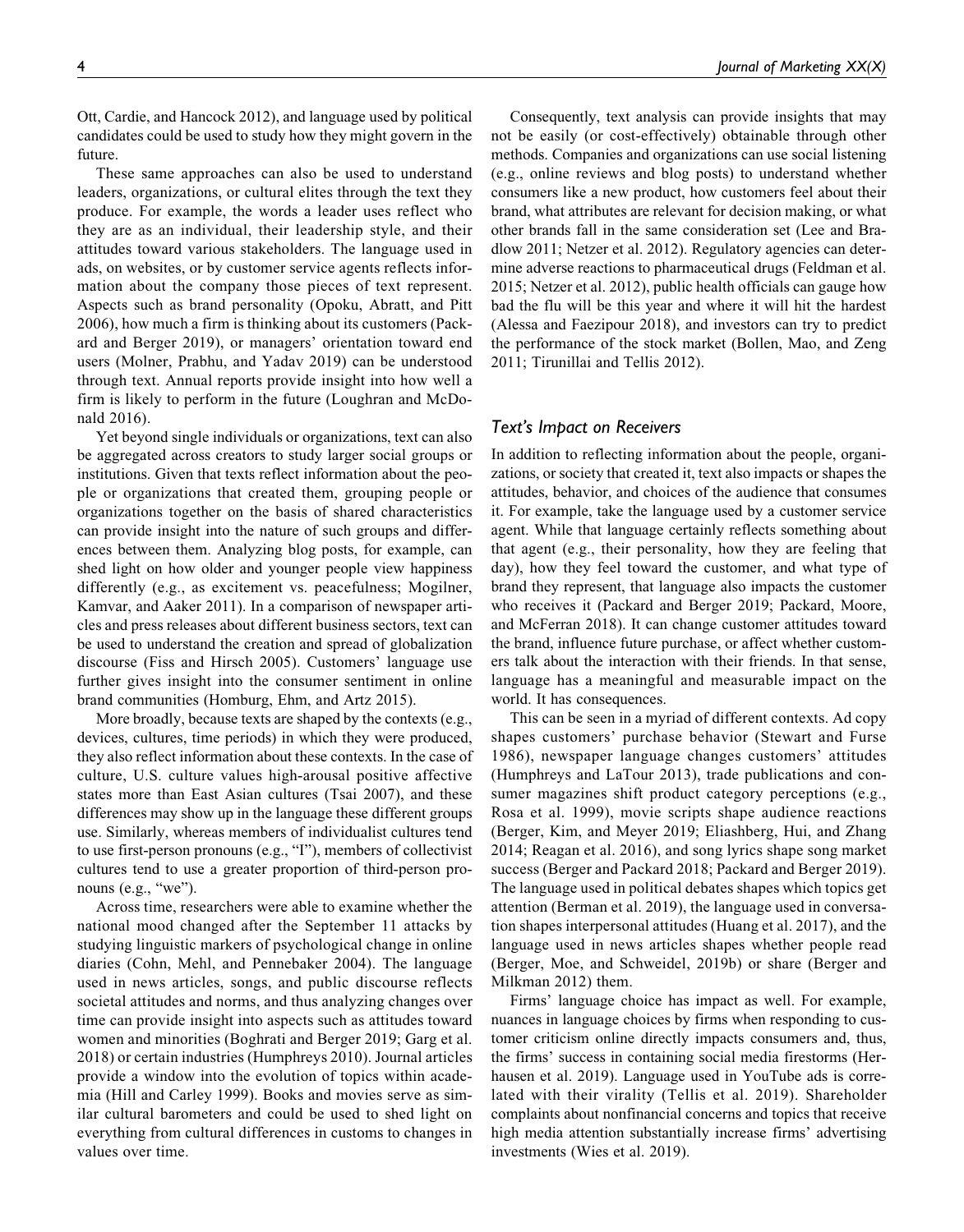Ott, Cardie, and Hancock 2012), and language used by political candidates could be used to study how they might govern in the future.

These same approaches can also be used to understand leaders, organizations, or cultural elites through the text they produce. For example, the words a leader uses reflect who they are as an individual, their leadership style, and their attitudes toward various stakeholders. The language used in ads, on websites, or by customer service agents reflects information about the company those pieces of text represent. Aspects such as brand personality (Opoku, Abratt, and Pitt 2006), how much a firm is thinking about its customers (Packard and Berger 2019), or managers' orientation toward end users (Molner, Prabhu, and Yadav 2019) can be understood through text. Annual reports provide insight into how well a firm is likely to perform in the future (Loughran and McDonald 2016).

Yet beyond single individuals or organizations, text can also be aggregated across creators to study larger social groups or institutions. Given that texts reflect information about the people or organizations that created them, grouping people or organizations together on the basis of shared characteristics can provide insight into the nature of such groups and differences between them. Analyzing blog posts, for example, can shed light on how older and younger people view happiness differently (e.g., as excitement vs. peacefulness; Mogilner, Kamvar, and Aaker 2011). In a comparison of newspaper articles and press releases about different business sectors, text can be used to understand the creation and spread of globalization discourse (Fiss and Hirsch 2005). Customers' language use further gives insight into the consumer sentiment in online brand communities (Homburg, Ehm, and Artz 2015).

More broadly, because texts are shaped by the contexts (e.g., devices, cultures, time periods) in which they were produced, they also reflect information about these contexts. In the case of culture, U.S. culture values high-arousal positive affective states more than East Asian cultures (Tsai 2007), and these differences may show up in the language these different groups use. Similarly, whereas members of individualist cultures tend to use first-person pronouns (e.g., "I"), members of collectivist cultures tend to use a greater proportion of third-person pronouns (e.g., "we").

Across time, researchers were able to examine whether the national mood changed after the September 11 attacks by studying linguistic markers of psychological change in online diaries (Cohn, Mehl, and Pennebaker 2004). The language used in news articles, songs, and public discourse reflects societal attitudes and norms, and thus analyzing changes over time can provide insight into aspects such as attitudes toward women and minorities (Boghrati and Berger 2019; Garg et al. 2018) or certain industries (Humphreys 2010). Journal articles provide a window into the evolution of topics within academia (Hill and Carley 1999). Books and movies serve as similar cultural barometers and could be used to shed light on everything from cultural differences in customs to changes in values over time.

Consequently, text analysis can provide insights that may not be easily (or cost-effectively) obtainable through other methods. Companies and organizations can use social listening (e.g., online reviews and blog posts) to understand whether consumers like a new product, how customers feel about their brand, what attributes are relevant for decision making, or what other brands fall in the same consideration set (Lee and Bradlow 2011; Netzer et al. 2012). Regulatory agencies can determine adverse reactions to pharmaceutical drugs (Feldman et al. 2015; Netzer et al. 2012), public health officials can gauge how bad the flu will be this year and where it will hit the hardest (Alessa and Faezipour 2018), and investors can try to predict the performance of the stock market (Bollen, Mao, and Zeng 2011; Tirunillai and Tellis 2012).

### *Text's Impact on Receivers*

In addition to reflecting information about the people, organizations, or society that created it, text also impacts or shapes the attitudes, behavior, and choices of the audience that consumes it. For example, take the language used by a customer service agent. While that language certainly reflects something about that agent (e.g., their personality, how they are feeling that day), how they feel toward the customer, and what type of brand they represent, that language also impacts the customer who receives it (Packard and Berger 2019; Packard, Moore, and McFerran 2018). It can change customer attitudes toward the brand, influence future purchase, or affect whether customers talk about the interaction with their friends. In that sense, language has a meaningful and measurable impact on the world. It has consequences.

This can be seen in a myriad of different contexts. Ad copy shapes customers' purchase behavior (Stewart and Furse 1986), newspaper language changes customers' attitudes (Humphreys and LaTour 2013), trade publications and consumer magazines shift product category perceptions (e.g., Rosa et al. 1999), movie scripts shape audience reactions (Berger, Kim, and Meyer 2019; Eliashberg, Hui, and Zhang 2014; Reagan et al. 2016), and song lyrics shape song market success (Berger and Packard 2018; Packard and Berger 2019). The language used in political debates shapes which topics get attention (Berman et al. 2019), the language used in conversation shapes interpersonal attitudes (Huang et al. 2017), and the language used in news articles shapes whether people read (Berger, Moe, and Schweidel, 2019b) or share (Berger and Milkman 2012) them.

Firms' language choice has impact as well. For example, nuances in language choices by firms when responding to customer criticism online directly impacts consumers and, thus, the firms' success in containing social media firestorms (Herhausen et al. 2019). Language used in YouTube ads is correlated with their virality (Tellis et al. 2019). Shareholder complaints about nonfinancial concerns and topics that receive high media attention substantially increase firms' advertising investments (Wies et al. 2019).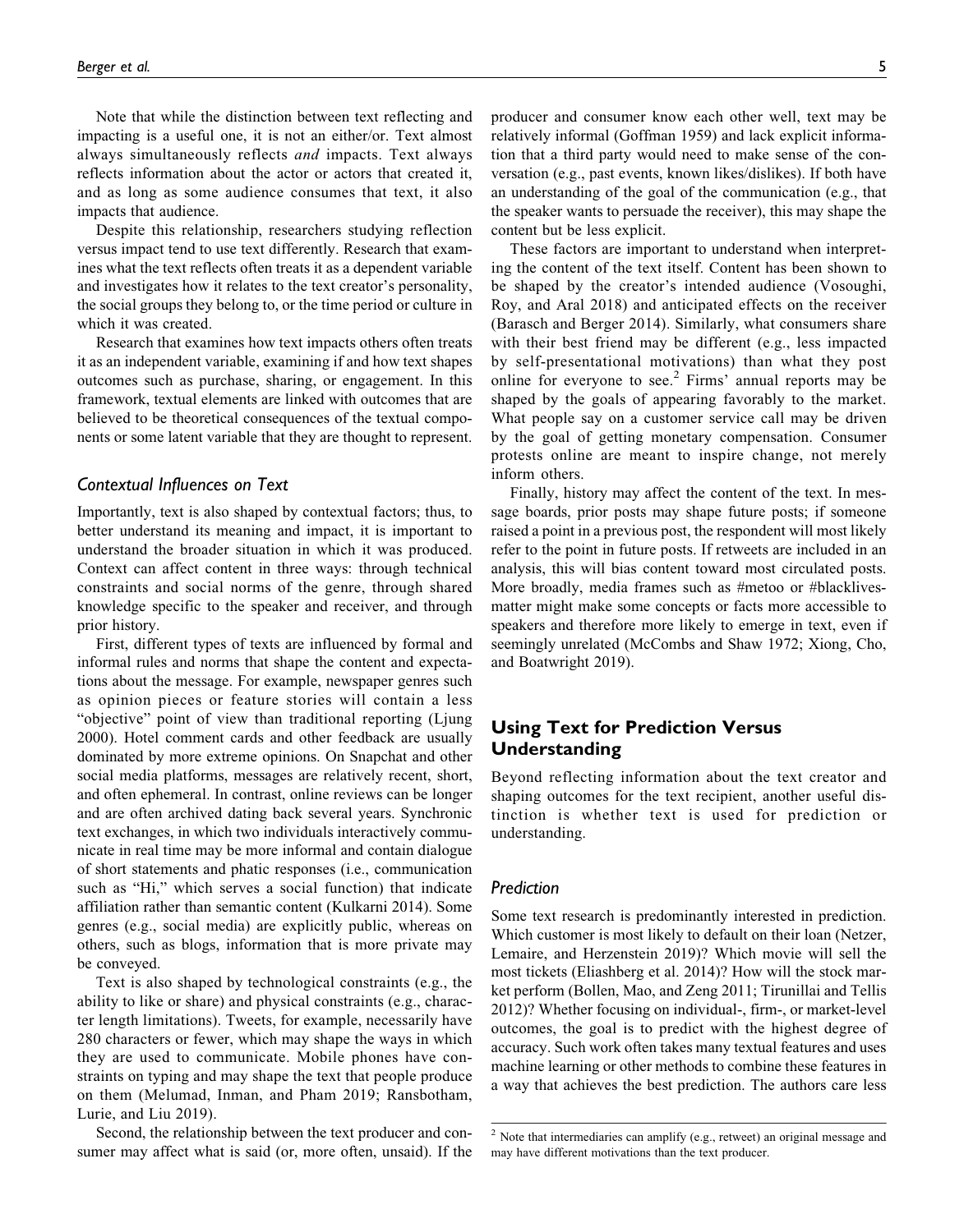Note that while the distinction between text reflecting and impacting is a useful one, it is not an either/or. Text almost always simultaneously reflects *and* impacts. Text always reflects information about the actor or actors that created it, and as long as some audience consumes that text, it also impacts that audience.

Despite this relationship, researchers studying reflection versus impact tend to use text differently. Research that examines what the text reflects often treats it as a dependent variable and investigates how it relates to the text creator's personality, the social groups they belong to, or the time period or culture in which it was created.

Research that examines how text impacts others often treats it as an independent variable, examining if and how text shapes outcomes such as purchase, sharing, or engagement. In this framework, textual elements are linked with outcomes that are believed to be theoretical consequences of the textual components or some latent variable that they are thought to represent.

### Contextual Influences on Text

Importantly, text is also shaped by contextual factors; thus, to better understand its meaning and impact, it is important to understand the broader situation in which it was produced. Context can affect content in three ways: through technical constraints and social norms of the genre, through shared knowledge specific to the speaker and receiver, and through prior history.

First, different types of texts are influenced by formal and informal rules and norms that shape the content and expectations about the message. For example, newspaper genres such as opinion pieces or feature stories will contain a less "objective" point of view than traditional reporting (Ljung 2000). Hotel comment cards and other feedback are usually dominated by more extreme opinions. On Snapchat and other social media platforms, messages are relatively recent, short, and often ephemeral. In contrast, online reviews can be longer and are often archived dating back several years. Synchronic text exchanges, in which two individuals interactively communicate in real time may be more informal and contain dialogue of short statements and phatic responses (i.e., communication such as "Hi," which serves a social function) that indicate affiliation rather than semantic content (Kulkarni 2014). Some genres (e.g., social media) are explicitly public, whereas on others, such as blogs, information that is more private may be conveyed.

Text is also shaped by technological constraints (e.g., the ability to like or share) and physical constraints (e.g., character length limitations). Tweets, for example, necessarily have 280 characters or fewer, which may shape the ways in which they are used to communicate. Mobile phones have constraints on typing and may shape the text that people produce on them (Melumad, Inman, and Pham 2019; Ransbotham, Lurie, and Liu 2019).

Second, the relationship between the text producer and consumer may affect what is said (or, more often, unsaid). If the producer and consumer know each other well, text may be relatively informal (Goffman 1959) and lack explicit information that a third party would need to make sense of the conversation (e.g., past events, known likes/dislikes). If both have an understanding of the goal of the communication (e.g., that the speaker wants to persuade the receiver), this may shape the content but be less explicit.

These factors are important to understand when interpreting the content of the text itself. Content has been shown to be shaped by the creator's intended audience (Vosoughi, Roy, and Aral 2018) and anticipated effects on the receiver (Barasch and Berger 2014). Similarly, what consumers share with their best friend may be different (e.g., less impacted by self-presentational motivations) than what they post online for everyone to see.[2] Firms' annual reports may be shaped by the goals of appearing favorably to the market. What people say on a customer service call may be driven by the goal of getting monetary compensation. Consumer protests online are meant to inspire change, not merely inform others.

Finally, history may affect the content of the text. In message boards, prior posts may shape future posts; if someone raised a point in a previous post, the respondent will most likely refer to the point in future posts. If retweets are included in an analysis, this will bias content toward most circulated posts. More broadly, media frames such as #metoo or #blacklivesmatter might make some concepts or facts more accessible to speakers and therefore more likely to emerge in text, even if seemingly unrelated (McCombs and Shaw 1972; Xiong, Cho, and Boatwright 2019).

## Using Text for Prediction Versus Understanding

Beyond reflecting information about the text creator and shaping outcomes for the text recipient, another useful distinction is whether text is used for prediction or understanding.

### Prediction

Some text research is predominantly interested in prediction. Which customer is most likely to default on their loan (Netzer, Lemaire, and Herzenstein 2019)? Which movie will sell the most tickets (Eliashberg et al. 2014)? How will the stock market perform (Bollen, Mao, and Zeng 2011; Tirunillai and Tellis 2012)? Whether focusing on individual-, firm-, or market-level outcomes, the goal is to predict with the highest degree of accuracy. Such work often takes many textual features and uses machine learning or other methods to combine these features in a way that achieves the best prediction. The authors care less

[2] Note that intermediaries can amplify (e.g., retweet) an original message and may have different motivations than the text producer.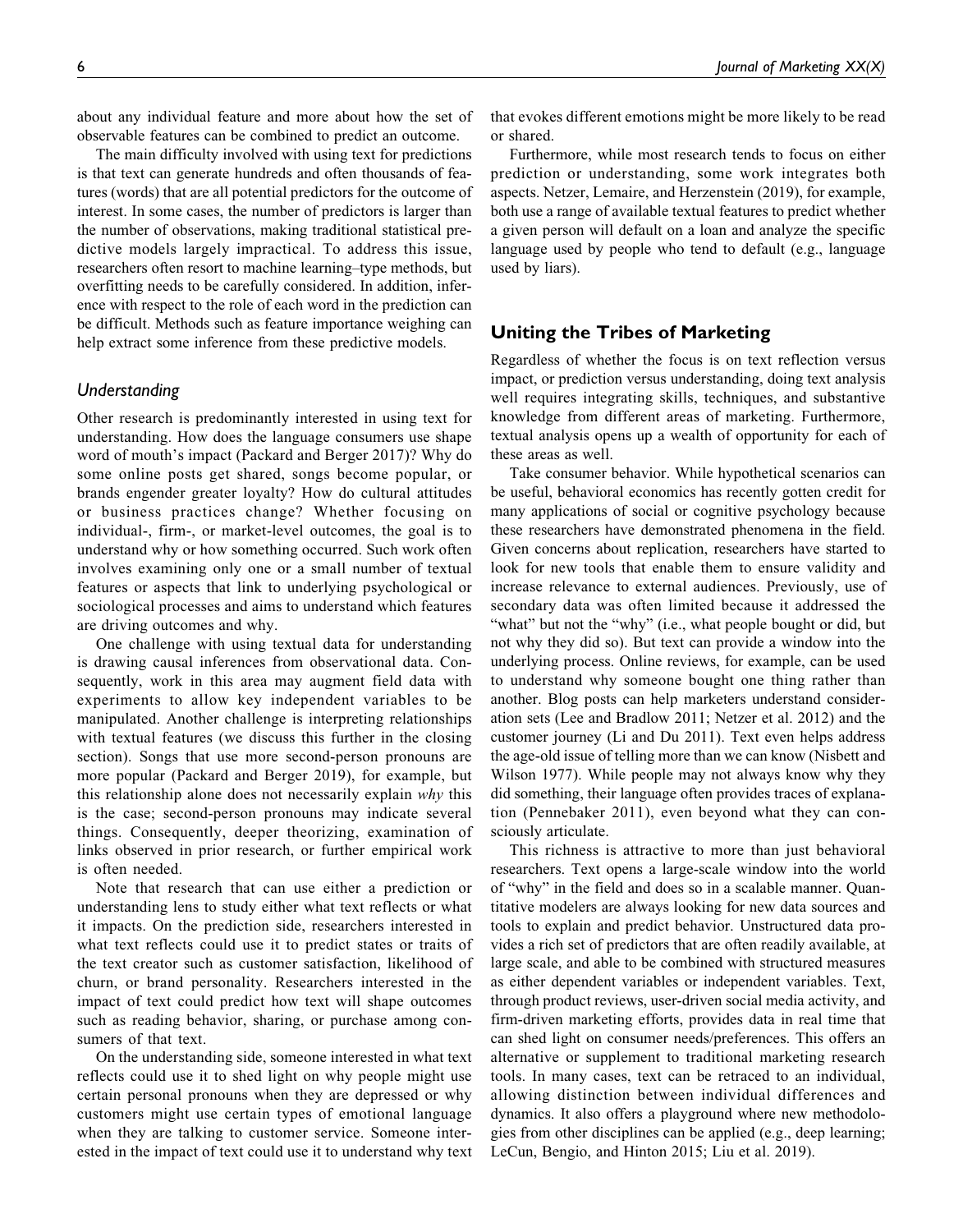about any individual feature and more about how the set of observable features can be combined to predict an outcome.

The main difficulty involved with using text for predictions is that text can generate hundreds and often thousands of features (words) that are all potential predictors for the outcome of interest. In some cases, the number of predictors is larger than the number of observations, making traditional statistical predictive models largely impractical. To address this issue, researchers often resort to machine learning–type methods, but overfitting needs to be carefully considered. In addition, inference with respect to the role of each word in the prediction can be difficult. Methods such as feature importance weighing can help extract some inference from these predictive models.

### *Understanding*

Other research is predominantly interested in using text for understanding. How does the language consumers use shape word of mouth's impact (Packard and Berger 2017)? Why do some online posts get shared, songs become popular, or brands engender greater loyalty? How do cultural attitudes or business practices change? Whether focusing on individual-, firm-, or market-level outcomes, the goal is to understand why or how something occurred. Such work often involves examining only one or a small number of textual features or aspects that link to underlying psychological or sociological processes and aims to understand which features are driving outcomes and why.

One challenge with using textual data for understanding is drawing causal inferences from observational data. Consequently, work in this area may augment field data with experiments to allow key independent variables to be manipulated. Another challenge is interpreting relationships with textual features (we discuss this further in the closing section). Songs that use more second-person pronouns are more popular (Packard and Berger 2019), for example, but this relationship alone does not necessarily explain *why* this is the case; second-person pronouns may indicate several things. Consequently, deeper theorizing, examination of links observed in prior research, or further empirical work is often needed.

Note that research that can use either a prediction or understanding lens to study either what text reflects or what it impacts. On the prediction side, researchers interested in what text reflects could use it to predict states or traits of the text creator such as customer satisfaction, likelihood of churn, or brand personality. Researchers interested in the impact of text could predict how text will shape outcomes such as reading behavior, sharing, or purchase among consumers of that text.

On the understanding side, someone interested in what text reflects could use it to shed light on why people might use certain personal pronouns when they are depressed or why customers might use certain types of emotional language when they are talking to customer service. Someone interested in the impact of text could use it to understand why text that evokes different emotions might be more likely to be read or shared.

Furthermore, while most research tends to focus on either prediction or understanding, some work integrates both aspects. Netzer, Lemaire, and Herzenstein (2019), for example, both use a range of available textual features to predict whether a given person will default on a loan and analyze the specific language used by people who tend to default (e.g., language used by liars).

## Uniting the Tribes of Marketing

Regardless of whether the focus is on text reflection versus impact, or prediction versus understanding, doing text analysis well requires integrating skills, techniques, and substantive knowledge from different areas of marketing. Furthermore, textual analysis opens up a wealth of opportunity for each of these areas as well.

Take consumer behavior. While hypothetical scenarios can be useful, behavioral economics has recently gotten credit for many applications of social or cognitive psychology because these researchers have demonstrated phenomena in the field. Given concerns about replication, researchers have started to look for new tools that enable them to ensure validity and increase relevance to external audiences. Previously, use of secondary data was often limited because it addressed the "what" but not the "why" (i.e., what people bought or did, but not why they did so). But text can provide a window into the underlying process. Online reviews, for example, can be used to understand why someone bought one thing rather than another. Blog posts can help marketers understand consideration sets (Lee and Bradlow 2011; Netzer et al. 2012) and the customer journey (Li and Du 2011). Text even helps address the age-old issue of telling more than we can know (Nisbett and Wilson 1977). While people may not always know why they did something, their language often provides traces of explanation (Pennebaker 2011), even beyond what they can consciously articulate.

This richness is attractive to more than just behavioral researchers. Text opens a large-scale window into the world of "why" in the field and does so in a scalable manner. Quantitative modelers are always looking for new data sources and tools to explain and predict behavior. Unstructured data provides a rich set of predictors that are often readily available, at large scale, and able to be combined with structured measures as either dependent variables or independent variables. Text, through product reviews, user-driven social media activity, and firm-driven marketing efforts, provides data in real time that can shed light on consumer needs/preferences. This offers an alternative or supplement to traditional marketing research tools. In many cases, text can be retraced to an individual, allowing distinction between individual differences and dynamics. It also offers a playground where new methodologies from other disciplines can be applied (e.g., deep learning; LeCun, Bengio, and Hinton 2015; Liu et al. 2019).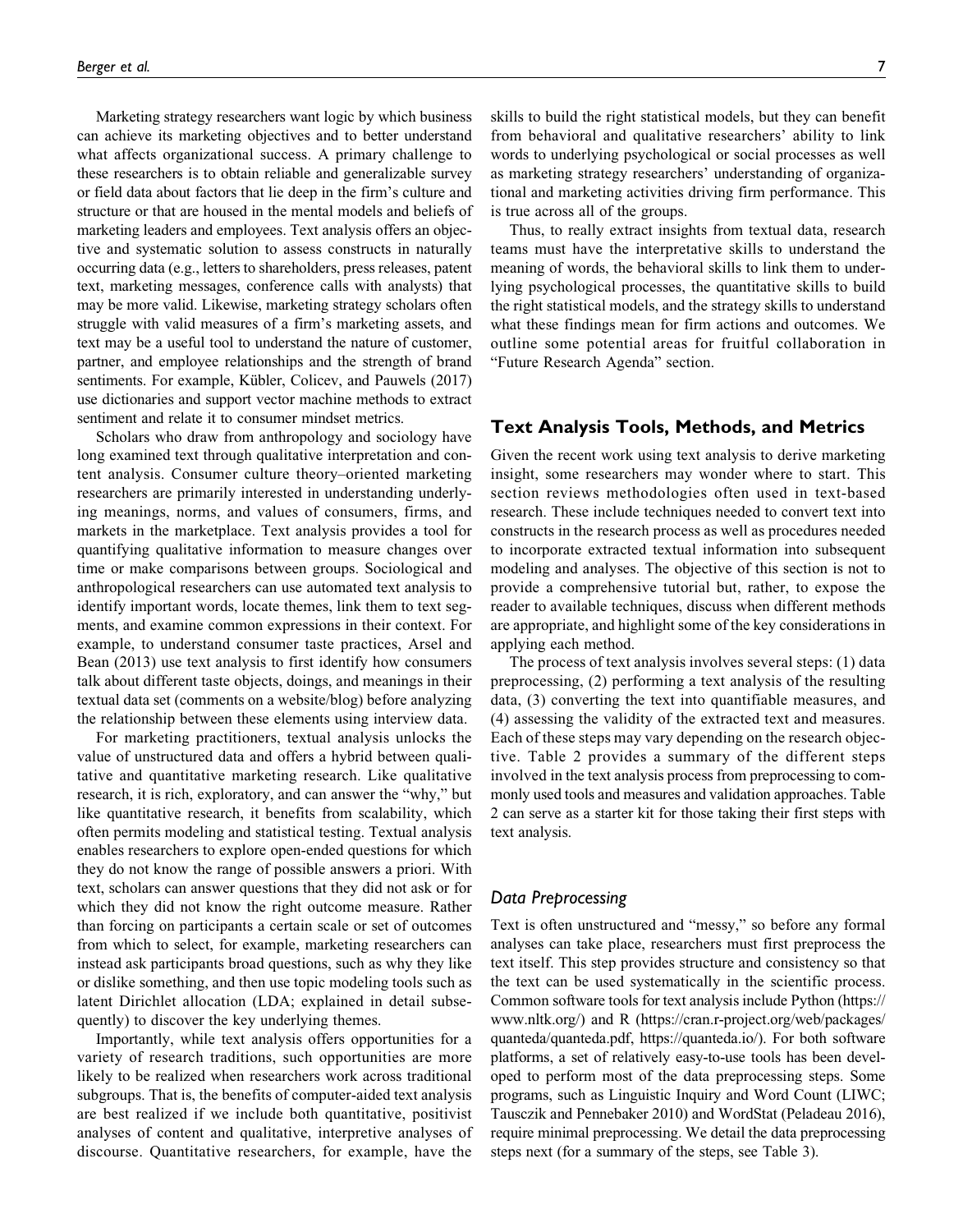Marketing strategy researchers want logic by which business can achieve its marketing objectives and to better understand what affects organizational success. A primary challenge to these researchers is to obtain reliable and generalizable survey or field data about factors that lie deep in the firm's culture and structure or that are housed in the mental models and beliefs of marketing leaders and employees. Text analysis offers an objective and systematic solution to assess constructs in naturally occurring data (e.g., letters to shareholders, press releases, patent text, marketing messages, conference calls with analysts) that may be more valid. Likewise, marketing strategy scholars often struggle with valid measures of a firm's marketing assets, and text may be a useful tool to understand the nature of customer, partner, and employee relationships and the strength of brand sentiments. For example, Kübler, Colicev, and Pauwels (2017) use dictionaries and support vector machine methods to extract sentiment and relate it to consumer mindset metrics.

Scholars who draw from anthropology and sociology have long examined text through qualitative interpretation and content analysis. Consumer culture theory–oriented marketing researchers are primarily interested in understanding underlying meanings, norms, and values of consumers, firms, and markets in the marketplace. Text analysis provides a tool for quantifying qualitative information to measure changes over time or make comparisons between groups. Sociological and anthropological researchers can use automated text analysis to identify important words, locate themes, link them to text segments, and examine common expressions in their context. For example, to understand consumer taste practices, Arsel and Bean (2013) use text analysis to first identify how consumers talk about different taste objects, doings, and meanings in their textual data set (comments on a website/blog) before analyzing the relationship between these elements using interview data.

For marketing practitioners, textual analysis unlocks the value of unstructured data and offers a hybrid between qualitative and quantitative marketing research. Like qualitative research, it is rich, exploratory, and can answer the "why," but like quantitative research, it benefits from scalability, which often permits modeling and statistical testing. Textual analysis enables researchers to explore open-ended questions for which they do not know the range of possible answers a priori. With text, scholars can answer questions that they did not ask or for which they did not know the right outcome measure. Rather than forcing on participants a certain scale or set of outcomes from which to select, for example, marketing researchers can instead ask participants broad questions, such as why they like or dislike something, and then use topic modeling tools such as latent Dirichlet allocation (LDA; explained in detail subsequently) to discover the key underlying themes.

Importantly, while text analysis offers opportunities for a variety of research traditions, such opportunities are more likely to be realized when researchers work across traditional subgroups. That is, the benefits of computer-aided text analysis are best realized if we include both quantitative, positivist analyses of content and qualitative, interpretive analyses of discourse. Quantitative researchers, for example, have the skills to build the right statistical models, but they can benefit from behavioral and qualitative researchers' ability to link words to underlying psychological or social processes as well as marketing strategy researchers' understanding of organizational and marketing activities driving firm performance. This is true across all of the groups.

Thus, to really extract insights from textual data, research teams must have the interpretative skills to understand the meaning of words, the behavioral skills to link them to underlying psychological processes, the quantitative skills to build the right statistical models, and the strategy skills to understand what these findings mean for firm actions and outcomes. We outline some potential areas for fruitful collaboration in "Future Research Agenda" section.

## Text Analysis Tools, Methods, and Metrics

Given the recent work using text analysis to derive marketing insight, some researchers may wonder where to start. This section reviews methodologies often used in text-based research. These include techniques needed to convert text into constructs in the research process as well as procedures needed to incorporate extracted textual information into subsequent modeling and analyses. The objective of this section is not to provide a comprehensive tutorial but, rather, to expose the reader to available techniques, discuss when different methods are appropriate, and highlight some of the key considerations in applying each method.

The process of text analysis involves several steps: (1) data preprocessing, (2) performing a text analysis of the resulting data, (3) converting the text into quantifiable measures, and (4) assessing the validity of the extracted text and measures. Each of these steps may vary depending on the research objective. Table 2 provides a summary of the different steps involved in the text analysis process from preprocessing to commonly used tools and measures and validation approaches. Table 2 can serve as a starter kit for those taking their first steps with text analysis.

### *Data Preprocessing*

Text is often unstructured and "messy," so before any formal analyses can take place, researchers must first preprocess the text itself. This step provides structure and consistency so that the text can be used systematically in the scientific process. Common software tools for text analysis include Python (https://www.nltk.org/) and R (https://cran.r-project.org/web/packages/quanteda/quanteda.pdf, https://quanteda.io/). For both software platforms, a set of relatively easy-to-use tools has been developed to perform most of the data preprocessing steps. Some programs, such as Linguistic Inquiry and Word Count (LIWC; Tausczik and Pennebaker 2010) and WordStat (Peladeau 2016), require minimal preprocessing. We detail the data preprocessing steps next (for a summary of the steps, see Table 3).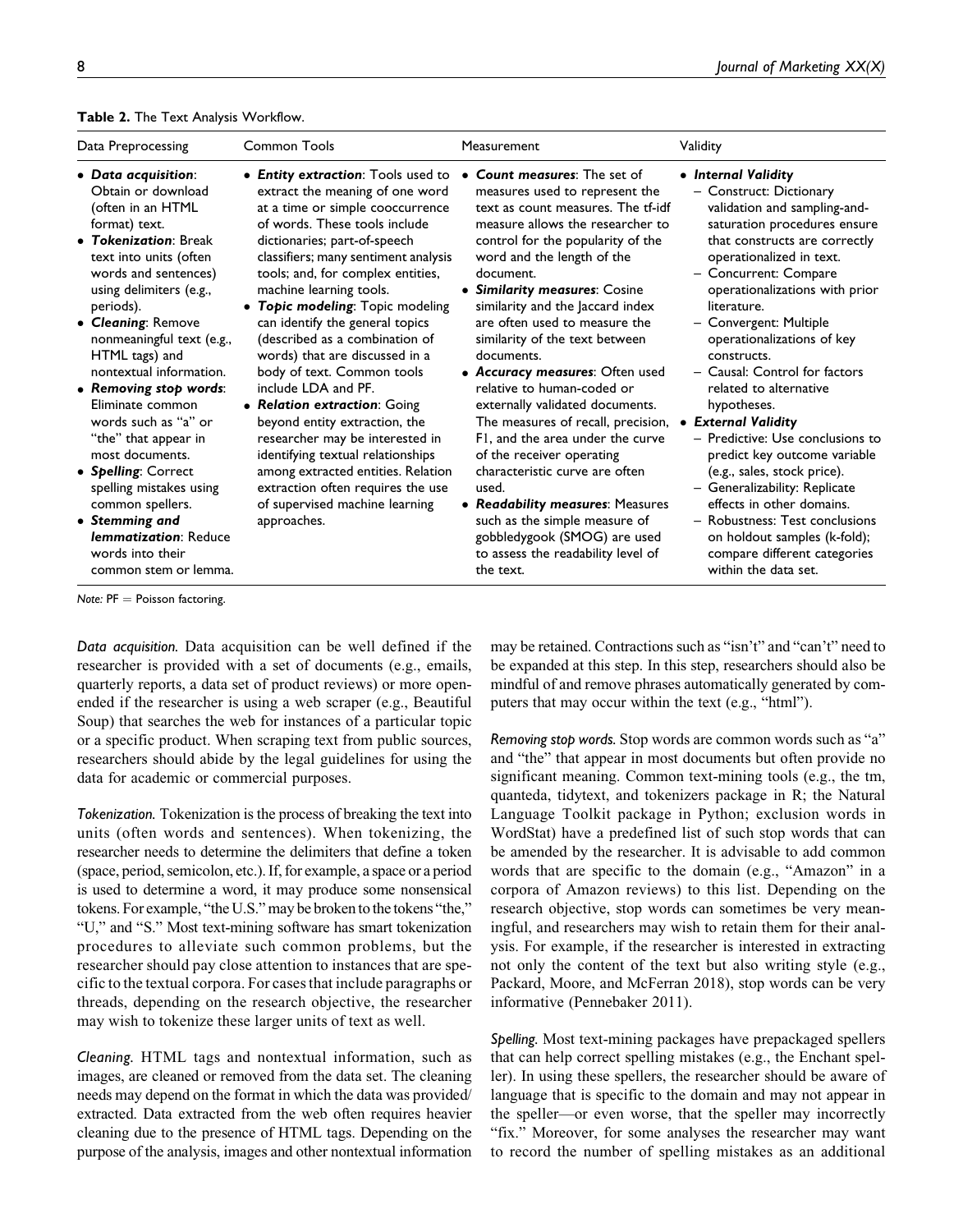**Table 2.** The Text Analysis Workflow.

| Data Preprocessing | Common Tools | Measurement | Validity |
|---|---|---|---|
| • ***Data acquisition***: Obtain or download (often in an HTML format) text.<br>• ***Tokenization***: Break text into units (often words and sentences) using delimiters (e.g., periods).<br>• ***Cleaning***: Remove nonmeaningful text (e.g., HTML tags) and nontextual information.<br>• ***Removing stop words***: Eliminate common words such as "a" or "the" that appear in most documents.<br>• ***Spelling***: Correct spelling mistakes using common spellers.<br>• ***Stemming and lemmatization***: Reduce words into their common stem or lemma. | • ***Entity extraction***: Tools used to extract the meaning of one word at a time or simple cooccurrence of words. These tools include dictionaries; part-of-speech classifiers; many sentiment analysis tools; and, for complex entities, machine learning tools.<br>• ***Topic modeling***: Topic modeling can identify the general topics (described as a combination of words) that are discussed in a body of text. Common tools include LDA and PF.<br>• ***Relation extraction***: Going beyond entity extraction, the researcher may be interested in identifying textual relationships among extracted entities. Relation extraction often requires the use of supervised machine learning approaches. | • ***Count measures***: The set of measures used to represent the text as count measures. The tf-idf measure allows the researcher to control for the popularity of the word and the length of the document.<br>• ***Similarity measures***: Cosine similarity and the Jaccard index are often used to measure the similarity of the text between documents.<br>• ***Accuracy measures***: Often used relative to human-coded or externally validated documents. The measures of recall, precision, F1, and the area under the curve of the receiver operating characteristic curve are often used.<br>• ***Readability measures***: Measures such as the simple measure of gobbledygook (SMOG) are used to assess the readability level of the text. | • ***Internal Validity***<br>– Construct: Dictionary validation and sampling-and-saturation procedures ensure that constructs are correctly operationalized in text.<br>– Concurrent: Compare operationalizations with prior literature.<br>– Convergent: Multiple operationalizations of key constructs.<br>– Causal: Control for factors related to alternative hypotheses.<br>• ***External Validity***<br>– Predictive: Use conclusions to predict key outcome variable (e.g., sales, stock price).<br>– Generalizability: Replicate effects in other domains.<br>– Robustness: Test conclusions on holdout samples (k-fold); compare different categories within the data set. |

*Note:* PF = Poisson factoring.

*Data acquisition.* Data acquisition can be well defined if the researcher is provided with a set of documents (e.g., emails, quarterly reports, a data set of product reviews) or more open-ended if the researcher is using a web scraper (e.g., Beautiful Soup) that searches the web for instances of a particular topic or a specific product. When scraping text from public sources, researchers should abide by the legal guidelines for using the data for academic or commercial purposes.

*Tokenization.* Tokenization is the process of breaking the text into units (often words and sentences). When tokenizing, the researcher needs to determine the delimiters that define a token (space, period, semicolon, etc.). If, for example, a space or a period is used to determine a word, it may produce some nonsensical tokens. For example, "the U.S." may be broken to the tokens "the," "U," and "S." Most text-mining software has smart tokenization procedures to alleviate such common problems, but the researcher should pay close attention to instances that are specific to the textual corpora. For cases that include paragraphs or threads, depending on the research objective, the researcher may wish to tokenize these larger units of text as well.

*Cleaning.* HTML tags and nontextual information, such as images, are cleaned or removed from the data set. The cleaning needs may depend on the format in which the data was provided/extracted. Data extracted from the web often requires heavier cleaning due to the presence of HTML tags. Depending on the purpose of the analysis, images and other nontextual information may be retained. Contractions such as "isn't" and "can't" need to be expanded at this step. In this step, researchers should also be mindful of and remove phrases automatically generated by computers that may occur within the text (e.g., "html").

*Removing stop words.* Stop words are common words such as "a" and "the" that appear in most documents but often provide no significant meaning. Common text-mining tools (e.g., the tm, quanteda, tidytext, and tokenizers package in R; the Natural Language Toolkit package in Python; exclusion words in WordStat) have a predefined list of such stop words that can be amended by the researcher. It is advisable to add common words that are specific to the domain (e.g., "Amazon" in a corpora of Amazon reviews) to this list. Depending on the research objective, stop words can sometimes be very meaningful, and researchers may wish to retain them for their analysis. For example, if the researcher is interested in extracting not only the content of the text but also writing style (e.g., Packard, Moore, and McFerran 2018), stop words can be very informative (Pennebaker 2011).

*Spelling.* Most text-mining packages have prepackaged spellers that can help correct spelling mistakes (e.g., the Enchant speller). In using these spellers, the researcher should be aware of language that is specific to the domain and may not appear in the speller—or even worse, that the speller may incorrectly "fix." Moreover, for some analyses the researcher may want to record the number of spelling mistakes as an additional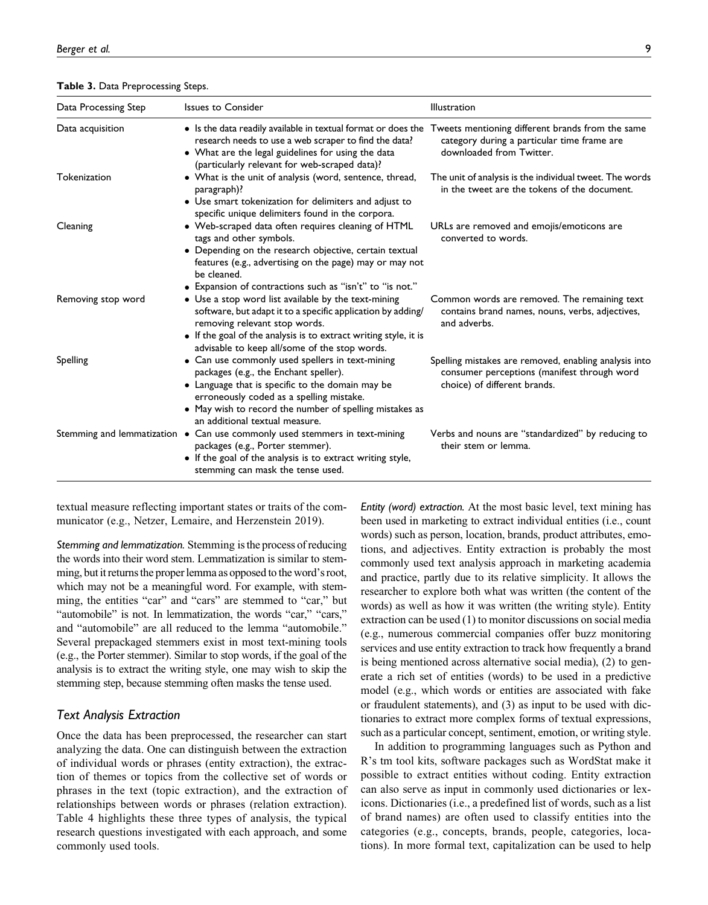**Table 3.** Data Preprocessing Steps.

| Data Processing Step | Issues to Consider | Illustration |
|---|---|---|
| Data acquisition | • Is the data readily available in textual format or does the research needs to use a web scraper to find the data? • What are the legal guidelines for using the data (particularly relevant for web-scraped data)? | Tweets mentioning different brands from the same category during a particular time frame are downloaded from Twitter. |
| Tokenization | • What is the unit of analysis (word, sentence, thread, paragraph)? • Use smart tokenization for delimiters and adjust to specific unique delimiters found in the corpora. | The unit of analysis is the individual tweet. The words in the tweet are the tokens of the document. |
| Cleaning | • Web-scraped data often requires cleaning of HTML tags and other symbols. • Depending on the research objective, certain textual features (e.g., advertising on the page) may or may not be cleaned. • Expansion of contractions such as "isn't" to "is not." | URLs are removed and emojis/emoticons are converted to words. |
| Removing stop word | • Use a stop word list available by the text-mining software, but adapt it to a specific application by adding/removing relevant stop words. • If the goal of the analysis is to extract writing style, it is advisable to keep all/some of the stop words. | Common words are removed. The remaining text contains brand names, nouns, verbs, adjectives, and adverbs. |
| Spelling | • Can use commonly used spellers in text-mining packages (e.g., the Enchant speller). • Language that is specific to the domain may be erroneously coded as a spelling mistake. • May wish to record the number of spelling mistakes as an additional textual measure. | Spelling mistakes are removed, enabling analysis into consumer perceptions (manifest through word choice) of different brands. |
| Stemming and lemmatization | • Can use commonly used stemmers in text-mining packages (e.g., Porter stemmer). • If the goal of the analysis is to extract writing style, stemming can mask the tense used. | Verbs and nouns are "standardized" by reducing to their stem or lemma. |

textual measure reflecting important states or traits of the communicator (e.g., Netzer, Lemaire, and Herzenstein 2019).

*Stemming and lemmatization.* Stemming is the process of reducing the words into their word stem. Lemmatization is similar to stemming, but it returns the proper lemma as opposed to the word's root, which may not be a meaningful word. For example, with stemming, the entities "car" and "cars" are stemmed to "car," but "automobile" is not. In lemmatization, the words "car," "cars," and "automobile" are all reduced to the lemma "automobile." Several prepackaged stemmers exist in most text-mining tools (e.g., the Porter stemmer). Similar to stop words, if the goal of the analysis is to extract the writing style, one may wish to skip the stemming step, because stemming often masks the tense used.

### Text Analysis Extraction

Once the data has been preprocessed, the researcher can start analyzing the data. One can distinguish between the extraction of individual words or phrases (entity extraction), the extraction of themes or topics from the collective set of words or phrases in the text (topic extraction), and the extraction of relationships between words or phrases (relation extraction). Table 4 highlights these three types of analysis, the typical research questions investigated with each approach, and some commonly used tools.

*Entity (word) extraction.* At the most basic level, text mining has been used in marketing to extract individual entities (i.e., count words) such as person, location, brands, product attributes, emotions, and adjectives. Entity extraction is probably the most commonly used text analysis approach in marketing academia and practice, partly due to its relative simplicity. It allows the researcher to explore both what was written (the content of the words) as well as how it was written (the writing style). Entity extraction can be used (1) to monitor discussions on social media (e.g., numerous commercial companies offer buzz monitoring services and use entity extraction to track how frequently a brand is being mentioned across alternative social media), (2) to generate a rich set of entities (words) to be used in a predictive model (e.g., which words or entities are associated with fake or fraudulent statements), and (3) as input to be used with dictionaries to extract more complex forms of textual expressions, such as a particular concept, sentiment, emotion, or writing style.

In addition to programming languages such as Python and R's tm tool kits, software packages such as WordStat make it possible to extract entities without coding. Entity extraction can also serve as input in commonly used dictionaries or lexicons. Dictionaries (i.e., a predefined list of words, such as a list of brand names) are often used to classify entities into the categories (e.g., concepts, brands, people, categories, locations). In more formal text, capitalization can be used to help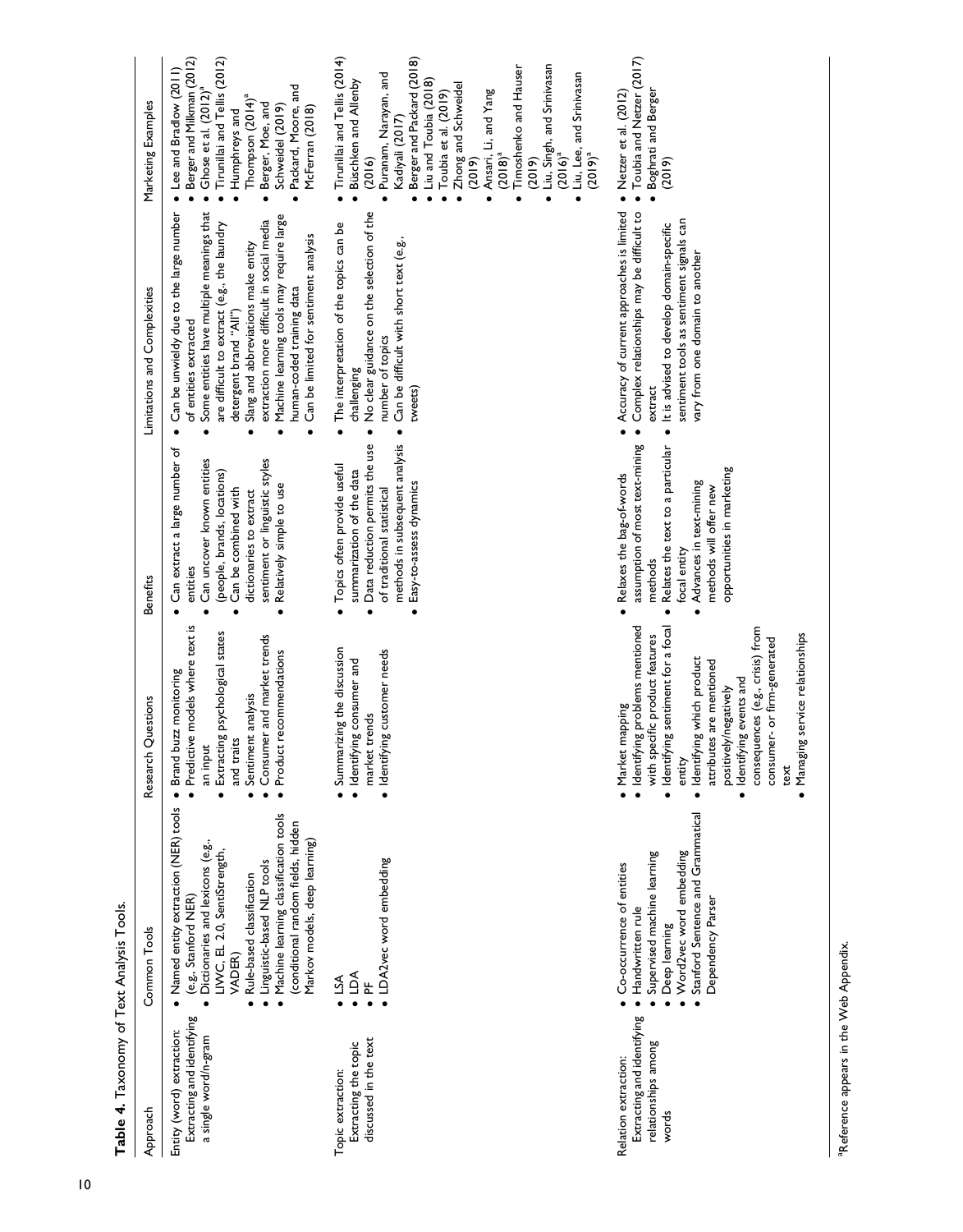**Table 4.** Taxonomy of Text Analysis Tools.

| Approach | Common Tools | Research Questions | Benefits | Limitations and Complexities | Marketing Examples |
|---|---|---|---|---|---|
| Entity (word) extraction: Extracting and identifying a single word/n-gram | • Named entity extraction (NER) tools (e.g., Stanford NER)<br>• Dictionaries and lexicons (e.g., LIWC, EL 2.0, SentiStrength, VADER)<br>• Rule-based classification<br>• Linguistic-based NLP tools<br>• Machine learning classification tools (conditional random fields, hidden Markov models, deep learning) | • Brand buzz monitoring<br>• Predictive models where text is an input<br>• Extracting psychological states and traits<br>• Sentiment analysis<br>• Consumer and market trends<br>• Product recommendations | • Can extract a large number of entities<br>• Can uncover known entities (people, brands, locations)<br>• Can be combined with dictionaries to extract sentiment or linguistic styles<br>• Relatively simple to use | • Can be unwieldy due to the large number of entities extracted<br>• Some entities have multiple meanings that are difficult to extract (e.g., the laundry detergent brand "All")<br>• Slang and abbreviations make entity extraction more difficult in social media<br>• Machine learning tools may require large human-coded training data<br>• Can be limited for sentiment analysis | • Lee and Bradlow (2011)<br>• Berger and Milkman (2012)<br>• Ghose et al. (2012)[a]<br>• Tirunillai and Tellis (2012)<br>• Humphreys and Thompson (2014)[a]<br>• Berger, Moe, and Schweidel (2019)<br>• Packard, Moore, and McFerran (2018) |
| Topic extraction: Extracting the topic discussed in the text | • LSA<br>• LDA<br>• PF<br>• LDA2vec word embedding | • Summarizing the discussion<br>• Identifying consumer and market trends<br>• Identifying customer needs | • Topics often provide useful summarization of the data<br>• Data reduction permits the use of traditional statistical methods in subsequent analysis<br>• Easy-to-assess dynamics | • The interpretation of the topics can be challenging<br>• No clear guidance on the selection of the number of topics<br>• Can be difficult with short text (e.g., tweets) | • Tirunillai and Tellis (2014)<br>• Büschken and Allenby (2016)<br>• Puranam, Narayan, and Kadiyali (2017)<br>• Berger and Packard (2018)<br>• Liu and Toubia (2018)<br>• Toubia et al. (2019)<br>• Zhong and Schweidel (2019)<br>• Ansari, Li, and Yang (2018)[a]<br>• Timoshenko and Hauser (2019)<br>• Liu, Singh, and Srinivasan (2016)[a]<br>• Liu, Lee, and Srinivasan (2019)[a] |
| Relation extraction: Extracting and identifying relationships among words | • Co-occurrence of entities<br>• Handwritten rule<br>• Supervised machine learning<br>• Deep learning<br>• Word2vec word embedding<br>• Stanford Sentence and Grammatical Dependency Parser | • Market mapping<br>• Identifying problems mentioned with specific product features<br>• Identifying sentiment for a focal entity<br>• Identifying which product attributes are mentioned positively/negatively<br>• Identifying events and consequences (e.g., crisis) from consumer- or firm-generated text<br>• Managing service relationships | • Relaxes the bag-of-words assumption of most text-mining methods<br>• Relates the text to a particular focal entity<br>• Advances in text-mining methods will offer new opportunities in marketing | • Accuracy of current approaches is limited<br>• Complex relationships may be difficult to extract<br>• It is advised to develop domain-specific sentiment tools as sentiment signals can vary from one domain to another | • Netzer et al. (2012)<br>• Toubia and Netzer (2017)<br>• Boghrati and Berger (2019) |

[a]Reference appears in the Web Appendix.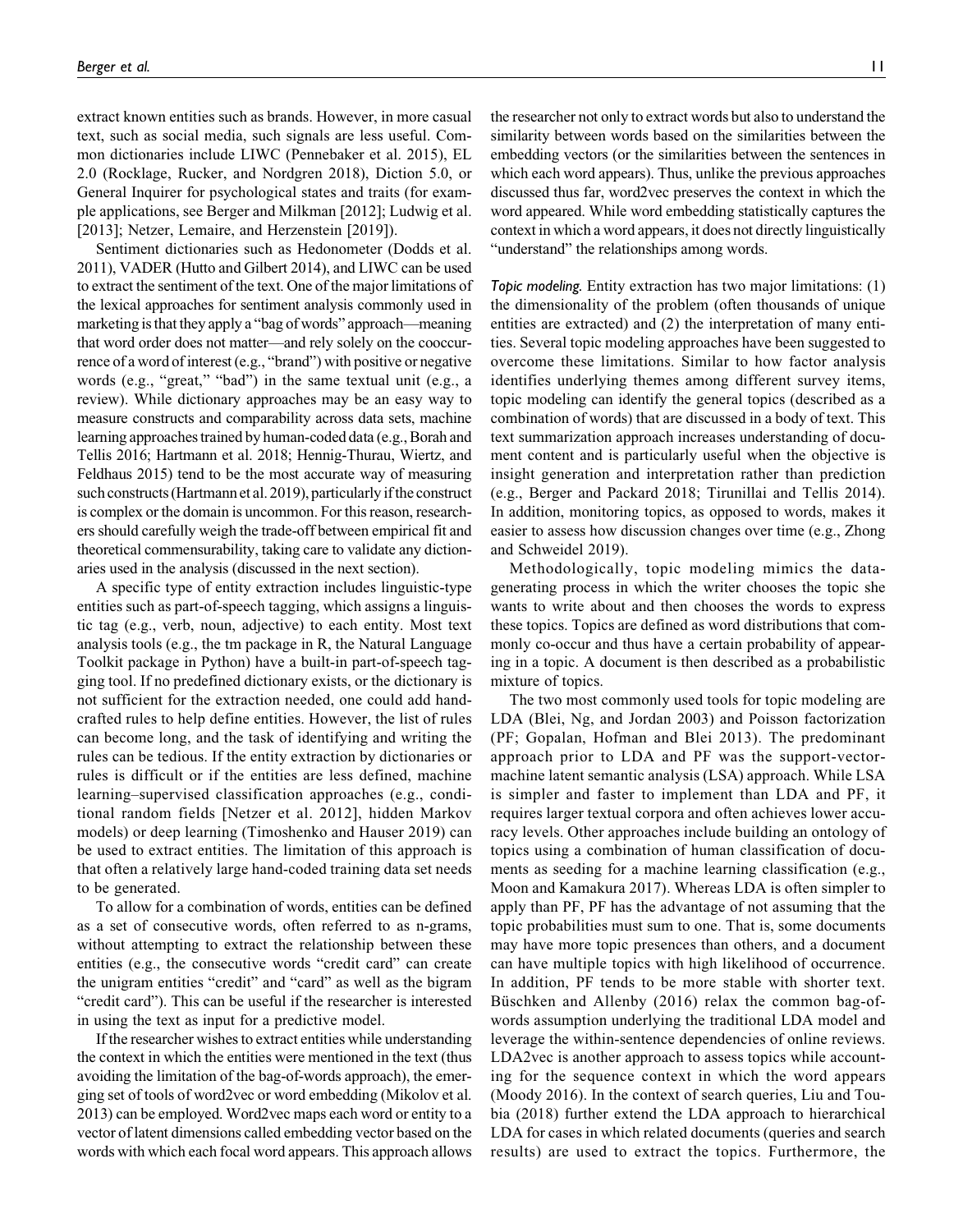extract known entities such as brands. However, in more casual text, such as social media, such signals are less useful. Common dictionaries include LIWC (Pennebaker et al. 2015), EL 2.0 (Rocklage, Rucker, and Nordgren 2018), Diction 5.0, or General Inquirer for psychological states and traits (for example applications, see Berger and Milkman [2012]; Ludwig et al. [2013]; Netzer, Lemaire, and Herzenstein [2019]).

Sentiment dictionaries such as Hedonometer (Dodds et al. 2011), VADER (Hutto and Gilbert 2014), and LIWC can be used to extract the sentiment of the text. One of the major limitations of the lexical approaches for sentiment analysis commonly used in marketing is that they apply a "bag of words" approach—meaning that word order does not matter—and rely solely on the cooccurrence of a word of interest (e.g., "brand") with positive or negative words (e.g., "great," "bad") in the same textual unit (e.g., a review). While dictionary approaches may be an easy way to measure constructs and comparability across data sets, machine learning approaches trained by human-coded data (e.g., Borah and Tellis 2016; Hartmann et al. 2018; Hennig-Thurau, Wiertz, and Feldhaus 2015) tend to be the most accurate way of measuring such constructs (Hartmann et al. 2019), particularly if the construct is complex or the domain is uncommon. For this reason, researchers should carefully weigh the trade-off between empirical fit and theoretical commensurability, taking care to validate any dictionaries used in the analysis (discussed in the next section).

A specific type of entity extraction includes linguistic-type entities such as part-of-speech tagging, which assigns a linguistic tag (e.g., verb, noun, adjective) to each entity. Most text analysis tools (e.g., the tm package in R, the Natural Language Toolkit package in Python) have a built-in part-of-speech tagging tool. If no predefined dictionary exists, or the dictionary is not sufficient for the extraction needed, one could add handcrafted rules to help define entities. However, the list of rules can become long, and the task of identifying and writing the rules can be tedious. If the entity extraction by dictionaries or rules is difficult or if the entities are less defined, machine learning–supervised classification approaches (e.g., conditional random fields [Netzer et al. 2012], hidden Markov models) or deep learning (Timoshenko and Hauser 2019) can be used to extract entities. The limitation of this approach is that often a relatively large hand-coded training data set needs to be generated.

To allow for a combination of words, entities can be defined as a set of consecutive words, often referred to as n-grams, without attempting to extract the relationship between these entities (e.g., the consecutive words "credit card" can create the unigram entities "credit" and "card" as well as the bigram "credit card"). This can be useful if the researcher is interested in using the text as input for a predictive model.

If the researcher wishes to extract entities while understanding the context in which the entities were mentioned in the text (thus avoiding the limitation of the bag-of-words approach), the emerging set of tools of word2vec or word embedding (Mikolov et al. 2013) can be employed. Word2vec maps each word or entity to a vector of latent dimensions called embedding vector based on the words with which each focal word appears. This approach allows the researcher not only to extract words but also to understand the similarity between words based on the similarities between the embedding vectors (or the similarities between the sentences in which each word appears). Thus, unlike the previous approaches discussed thus far, word2vec preserves the context in which the word appeared. While word embedding statistically captures the context in which a word appears, it does not directly linguistically "understand" the relationships among words.

*Topic modeling.* Entity extraction has two major limitations: (1) the dimensionality of the problem (often thousands of unique entities are extracted) and (2) the interpretation of many entities. Several topic modeling approaches have been suggested to overcome these limitations. Similar to how factor analysis identifies underlying themes among different survey items, topic modeling can identify the general topics (described as a combination of words) that are discussed in a body of text. This text summarization approach increases understanding of document content and is particularly useful when the objective is insight generation and interpretation rather than prediction (e.g., Berger and Packard 2018; Tirunillai and Tellis 2014). In addition, monitoring topics, as opposed to words, makes it easier to assess how discussion changes over time (e.g., Zhong and Schweidel 2019).

Methodologically, topic modeling mimics the data-generating process in which the writer chooses the topic she wants to write about and then chooses the words to express these topics. Topics are defined as word distributions that commonly co-occur and thus have a certain probability of appearing in a topic. A document is then described as a probabilistic mixture of topics.

The two most commonly used tools for topic modeling are LDA (Blei, Ng, and Jordan 2003) and Poisson factorization (PF; Gopalan, Hofman and Blei 2013). The predominant approach prior to LDA and PF was the support-vector-machine latent semantic analysis (LSA) approach. While LSA is simpler and faster to implement than LDA and PF, it requires larger textual corpora and often achieves lower accuracy levels. Other approaches include building an ontology of topics using a combination of human classification of documents as seeding for a machine learning classification (e.g., Moon and Kamakura 2017). Whereas LDA is often simpler to apply than PF, PF has the advantage of not assuming that the topic probabilities must sum to one. That is, some documents may have more topic presences than others, and a document can have multiple topics with high likelihood of occurrence. In addition, PF tends to be more stable with shorter text. Büschken and Allenby (2016) relax the common bag-of-words assumption underlying the traditional LDA model and leverage the within-sentence dependencies of online reviews. LDA2vec is another approach to assess topics while accounting for the sequence context in which the word appears (Moody 2016). In the context of search queries, Liu and Toubia (2018) further extend the LDA approach to hierarchical LDA for cases in which related documents (queries and search results) are used to extract the topics. Furthermore, the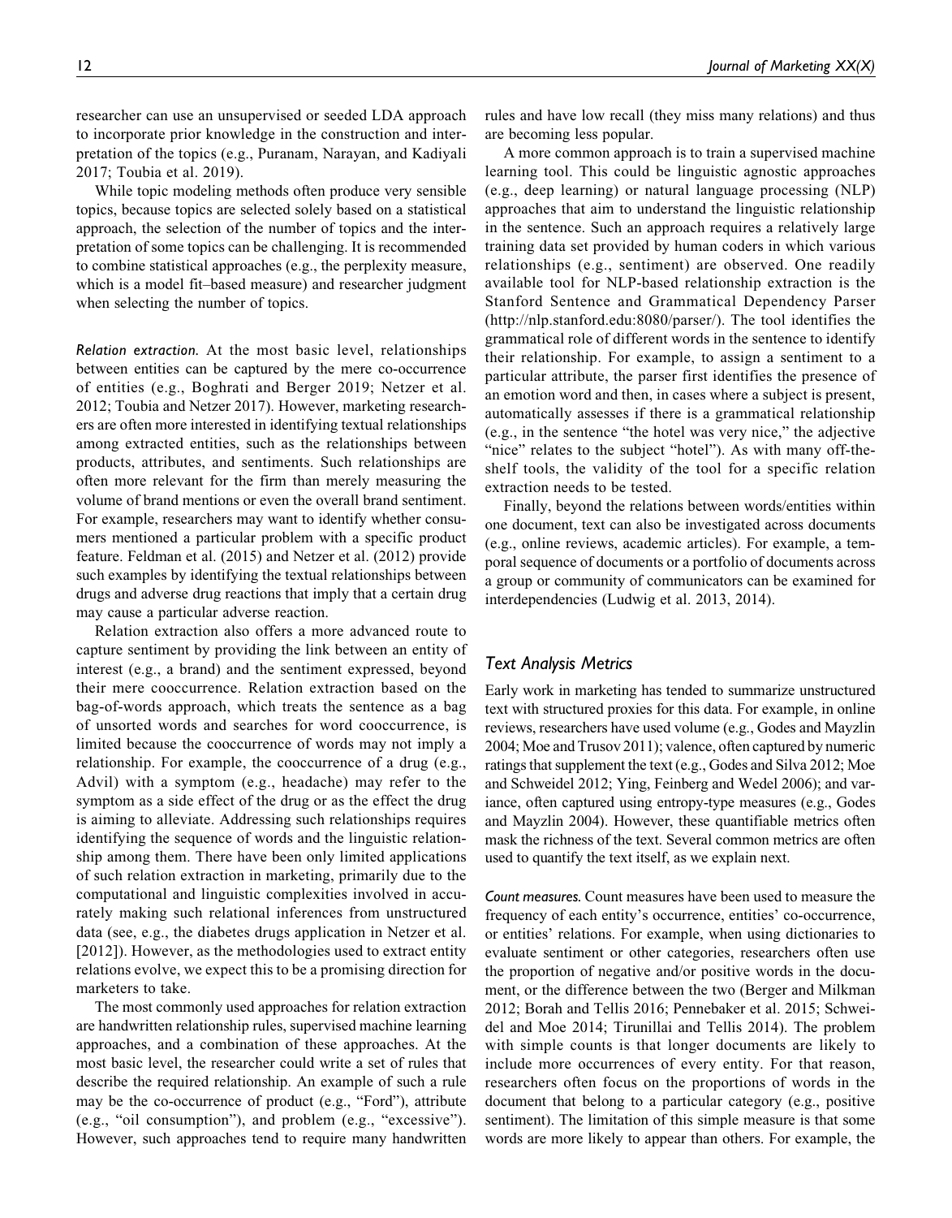researcher can use an unsupervised or seeded LDA approach to incorporate prior knowledge in the construction and interpretation of the topics (e.g., Puranam, Narayan, and Kadiyali 2017; Toubia et al. 2019).

While topic modeling methods often produce very sensible topics, because topics are selected solely based on a statistical approach, the selection of the number of topics and the interpretation of some topics can be challenging. It is recommended to combine statistical approaches (e.g., the perplexity measure, which is a model fit–based measure) and researcher judgment when selecting the number of topics.

*Relation extraction.* At the most basic level, relationships between entities can be captured by the mere co-occurrence of entities (e.g., Boghrati and Berger 2019; Netzer et al. 2012; Toubia and Netzer 2017). However, marketing researchers are often more interested in identifying textual relationships among extracted entities, such as the relationships between products, attributes, and sentiments. Such relationships are often more relevant for the firm than merely measuring the volume of brand mentions or even the overall brand sentiment. For example, researchers may want to identify whether consumers mentioned a particular problem with a specific product feature. Feldman et al. (2015) and Netzer et al. (2012) provide such examples by identifying the textual relationships between drugs and adverse drug reactions that imply that a certain drug may cause a particular adverse reaction.

Relation extraction also offers a more advanced route to capture sentiment by providing the link between an entity of interest (e.g., a brand) and the sentiment expressed, beyond their mere cooccurrence. Relation extraction based on the bag-of-words approach, which treats the sentence as a bag of unsorted words and searches for word cooccurrence, is limited because the cooccurrence of words may not imply a relationship. For example, the cooccurrence of a drug (e.g., Advil) with a symptom (e.g., headache) may refer to the symptom as a side effect of the drug or as the effect the drug is aiming to alleviate. Addressing such relationships requires identifying the sequence of words and the linguistic relationship among them. There have been only limited applications of such relation extraction in marketing, primarily due to the computational and linguistic complexities involved in accurately making such relational inferences from unstructured data (see, e.g., the diabetes drugs application in Netzer et al. [2012]). However, as the methodologies used to extract entity relations evolve, we expect this to be a promising direction for marketers to take.

The most commonly used approaches for relation extraction are handwritten relationship rules, supervised machine learning approaches, and a combination of these approaches. At the most basic level, the researcher could write a set of rules that describe the required relationship. An example of such a rule may be the co-occurrence of product (e.g., "Ford"), attribute (e.g., "oil consumption"), and problem (e.g., "excessive"). However, such approaches tend to require many handwritten rules and have low recall (they miss many relations) and thus are becoming less popular.

A more common approach is to train a supervised machine learning tool. This could be linguistic agnostic approaches (e.g., deep learning) or natural language processing (NLP) approaches that aim to understand the linguistic relationship in the sentence. Such an approach requires a relatively large training data set provided by human coders in which various relationships (e.g., sentiment) are observed. One readily available tool for NLP-based relationship extraction is the Stanford Sentence and Grammatical Dependency Parser (http://nlp.stanford.edu:8080/parser/). The tool identifies the grammatical role of different words in the sentence to identify their relationship. For example, to assign a sentiment to a particular attribute, the parser first identifies the presence of an emotion word and then, in cases where a subject is present, automatically assesses if there is a grammatical relationship (e.g., in the sentence "the hotel was very nice," the adjective "nice" relates to the subject "hotel"). As with many off-the-shelf tools, the validity of the tool for a specific relation extraction needs to be tested.

Finally, beyond the relations between words/entities within one document, text can also be investigated across documents (e.g., online reviews, academic articles). For example, a temporal sequence of documents or a portfolio of documents across a group or community of communicators can be examined for interdependencies (Ludwig et al. 2013, 2014).

### Text Analysis Metrics

Early work in marketing has tended to summarize unstructured text with structured proxies for this data. For example, in online reviews, researchers have used volume (e.g., Godes and Mayzlin 2004; Moe and Trusov 2011); valence, often captured by numeric ratings that supplement the text (e.g., Godes and Silva 2012; Moe and Schweidel 2012; Ying, Feinberg and Wedel 2006); and variance, often captured using entropy-type measures (e.g., Godes and Mayzlin 2004). However, these quantifiable metrics often mask the richness of the text. Several common metrics are often used to quantify the text itself, as we explain next.

*Count measures.* Count measures have been used to measure the frequency of each entity's occurrence, entities' co-occurrence, or entities' relations. For example, when using dictionaries to evaluate sentiment or other categories, researchers often use the proportion of negative and/or positive words in the document, or the difference between the two (Berger and Milkman 2012; Borah and Tellis 2016; Pennebaker et al. 2015; Schweidel and Moe 2014; Tirunillai and Tellis 2014). The problem with simple counts is that longer documents are likely to include more occurrences of every entity. For that reason, researchers often focus on the proportions of words in the document that belong to a particular category (e.g., positive sentiment). The limitation of this simple measure is that some words are more likely to appear than others. For example, the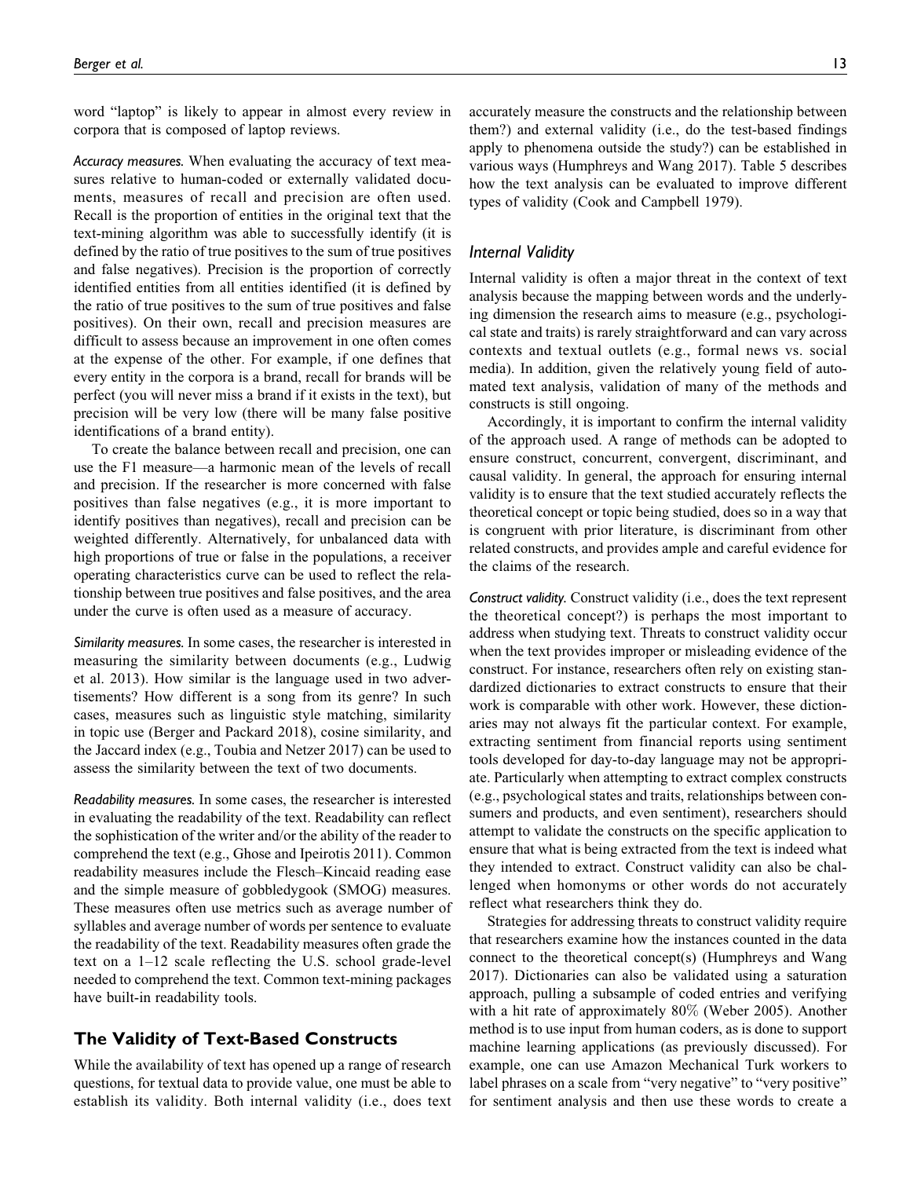word "laptop" is likely to appear in almost every review in corpora that is composed of laptop reviews.

*Accuracy measures.* When evaluating the accuracy of text measures relative to human-coded or externally validated documents, measures of recall and precision are often used. Recall is the proportion of entities in the original text that the text-mining algorithm was able to successfully identify (it is defined by the ratio of true positives to the sum of true positives and false negatives). Precision is the proportion of correctly identified entities from all entities identified (it is defined by the ratio of true positives to the sum of true positives and false positives). On their own, recall and precision measures are difficult to assess because an improvement in one often comes at the expense of the other. For example, if one defines that every entity in the corpora is a brand, recall for brands will be perfect (you will never miss a brand if it exists in the text), but precision will be very low (there will be many false positive identifications of a brand entity).

To create the balance between recall and precision, one can use the F1 measure—a harmonic mean of the levels of recall and precision. If the researcher is more concerned with false positives than false negatives (e.g., it is more important to identify positives than negatives), recall and precision can be weighted differently. Alternatively, for unbalanced data with high proportions of true or false in the populations, a receiver operating characteristics curve can be used to reflect the relationship between true positives and false positives, and the area under the curve is often used as a measure of accuracy.

*Similarity measures.* In some cases, the researcher is interested in measuring the similarity between documents (e.g., Ludwig et al. 2013). How similar is the language used in two advertisements? How different is a song from its genre? In such cases, measures such as linguistic style matching, similarity in topic use (Berger and Packard 2018), cosine similarity, and the Jaccard index (e.g., Toubia and Netzer 2017) can be used to assess the similarity between the text of two documents.

*Readability measures.* In some cases, the researcher is interested in evaluating the readability of the text. Readability can reflect the sophistication of the writer and/or the ability of the reader to comprehend the text (e.g., Ghose and Ipeirotis 2011). Common readability measures include the Flesch–Kincaid reading ease and the simple measure of gobbledygook (SMOG) measures. These measures often use metrics such as average number of syllables and average number of words per sentence to evaluate the readability of the text. Readability measures often grade the text on a 1–12 scale reflecting the U.S. school grade-level needed to comprehend the text. Common text-mining packages have built-in readability tools.

## The Validity of Text-Based Constructs

While the availability of text has opened up a range of research questions, for textual data to provide value, one must be able to establish its validity. Both internal validity (i.e., does text accurately measure the constructs and the relationship between them?) and external validity (i.e., do the test-based findings apply to phenomena outside the study?) can be established in various ways (Humphreys and Wang 2017). Table 5 describes how the text analysis can be evaluated to improve different types of validity (Cook and Campbell 1979).

### Internal Validity

Internal validity is often a major threat in the context of text analysis because the mapping between words and the underlying dimension the research aims to measure (e.g., psychological state and traits) is rarely straightforward and can vary across contexts and textual outlets (e.g., formal news vs. social media). In addition, given the relatively young field of automated text analysis, validation of many of the methods and constructs is still ongoing.

Accordingly, it is important to confirm the internal validity of the approach used. A range of methods can be adopted to ensure construct, concurrent, convergent, discriminant, and causal validity. In general, the approach for ensuring internal validity is to ensure that the text studied accurately reflects the theoretical concept or topic being studied, does so in a way that is congruent with prior literature, is discriminant from other related constructs, and provides ample and careful evidence for the claims of the research.

*Construct validity.* Construct validity (i.e., does the text represent the theoretical concept?) is perhaps the most important to address when studying text. Threats to construct validity occur when the text provides improper or misleading evidence of the construct. For instance, researchers often rely on existing standardized dictionaries to extract constructs to ensure that their work is comparable with other work. However, these dictionaries may not always fit the particular context. For example, extracting sentiment from financial reports using sentiment tools developed for day-to-day language may not be appropriate. Particularly when attempting to extract complex constructs (e.g., psychological states and traits, relationships between consumers and products, and even sentiment), researchers should attempt to validate the constructs on the specific application to ensure that what is being extracted from the text is indeed what they intended to extract. Construct validity can also be challenged when homonyms or other words do not accurately reflect what researchers think they do.

Strategies for addressing threats to construct validity require that researchers examine how the instances counted in the data connect to the theoretical concept(s) (Humphreys and Wang 2017). Dictionaries can also be validated using a saturation approach, pulling a subsample of coded entries and verifying with a hit rate of approximately 80% (Weber 2005). Another method is to use input from human coders, as is done to support machine learning applications (as previously discussed). For example, one can use Amazon Mechanical Turk workers to label phrases on a scale from "very negative" to "very positive" for sentiment analysis and then use these words to create a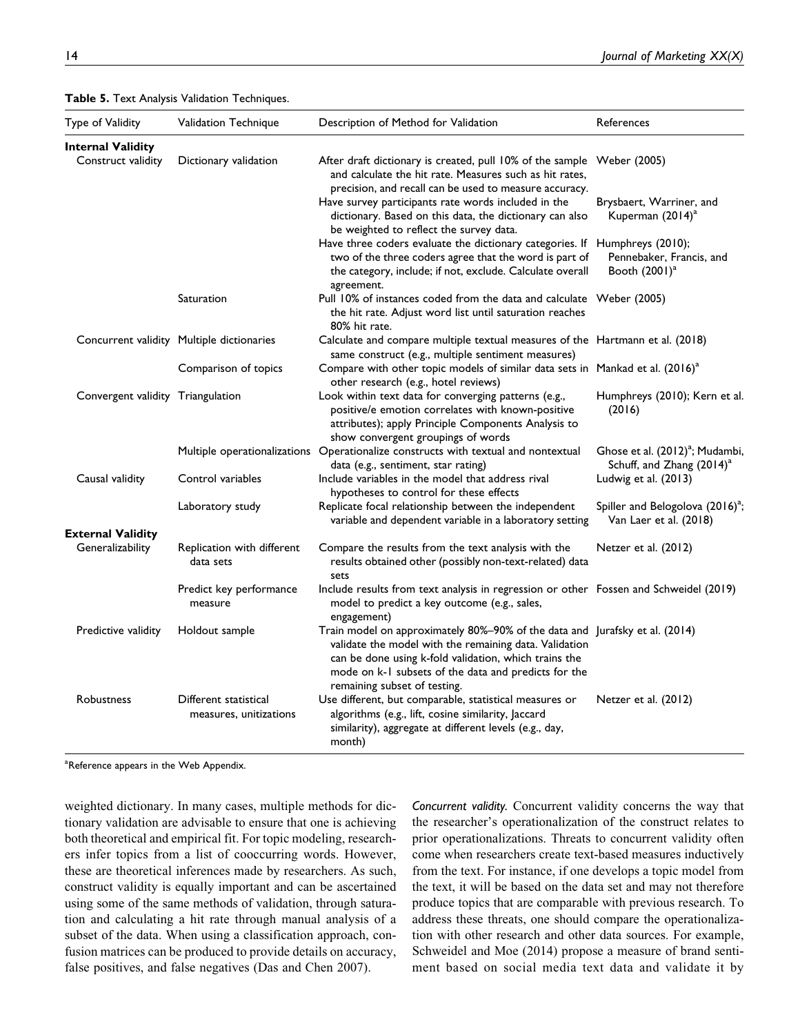**Table 5.** Text Analysis Validation Techniques.

| Type of Validity | Validation Technique | Description of Method for Validation | References |
|---|---|---|---|
| **Internal Validity** | | | |
| Construct validity | Dictionary validation | After draft dictionary is created, pull 10% of the sample and calculate the hit rate. Measures such as hit rates, precision, and recall can be used to measure accuracy. | Weber (2005) |
| | | Have survey participants rate words included in the dictionary. Based on this data, the dictionary can also be weighted to reflect the survey data. | Brysbaert, Warriner, and Kuperman (2014)[a] |
| | | Have three coders evaluate the dictionary categories. If two of the three coders agree that the word is part of the category, include; if not, exclude. Calculate overall agreement. | Humphreys (2010); Pennebaker, Francis, and Booth (2001)[a] |
| | Saturation | Pull 10% of instances coded from the data and calculate the hit rate. Adjust word list until saturation reaches 80% hit rate. | Weber (2005) |
| Concurrent validity | Multiple dictionaries | Calculate and compare multiple textual measures of the same construct (e.g., multiple sentiment measures) | Hartmann et al. (2018) |
| | Comparison of topics | Compare with other topic models of similar data sets in other research (e.g., hotel reviews) | Mankad et al. (2016)[a] |
| Convergent validity | Triangulation | Look within text data for converging patterns (e.g., positive/e emotion correlates with known-positive attributes); apply Principle Components Analysis to show convergent groupings of words | Humphreys (2010); Kern et al. (2016) |
| | Multiple operationalizations | Operationalize constructs with textual and nontextual data (e.g., sentiment, star rating) | Ghose et al. (2012)[a]; Mudambi, Schuff, and Zhang (2014)[a] |
| Causal validity | Control variables | Include variables in the model that address rival hypotheses to control for these effects | Ludwig et al. (2013) |
| | Laboratory study | Replicate focal relationship between the independent variable and dependent variable in a laboratory setting | Spiller and Belogolova (2016)[a]; Van Laer et al. (2018) |
| **External Validity** | | | |
| Generalizability | Replication with different data sets | Compare the results from the text analysis with the results obtained other (possibly non-text-related) data sets | Netzer et al. (2012) |
| | Predict key performance measure | Include results from text analysis in regression or other model to predict a key outcome (e.g., sales, engagement) | Fossen and Schweidel (2019) |
| Predictive validity | Holdout sample | Train model on approximately 80%–90% of the data and validate the model with the remaining data. Validation can be done using k-fold validation, which trains the mode on k-1 subsets of the data and predicts for the remaining subset of testing. | Jurafsky et al. (2014) |
| Robustness | Different statistical measures, unitizations | Use different, but comparable, statistical measures or algorithms (e.g., lift, cosine similarity, Jaccard similarity), aggregate at different levels (e.g., day, month) | Netzer et al. (2012) |

[a]Reference appears in the Web Appendix.

weighted dictionary. In many cases, multiple methods for dictionary validation are advisable to ensure that one is achieving both theoretical and empirical fit. For topic modeling, researchers infer topics from a list of cooccurring words. However, these are theoretical inferences made by researchers. As such, construct validity is equally important and can be ascertained using some of the same methods of validation, through saturation and calculating a hit rate through manual analysis of a subset of the data. When using a classification approach, confusion matrices can be produced to provide details on accuracy, false positives, and false negatives (Das and Chen 2007).

*Concurrent validity.* Concurrent validity concerns the way that the researcher's operationalization of the construct relates to prior operationalizations. Threats to concurrent validity often come when researchers create text-based measures inductively from the text. For instance, if one develops a topic model from the text, it will be based on the data set and may not therefore produce topics that are comparable with previous research. To address these threats, one should compare the operationalization with other research and other data sources. For example, Schweidel and Moe (2014) propose a measure of brand sentiment based on social media text data and validate it by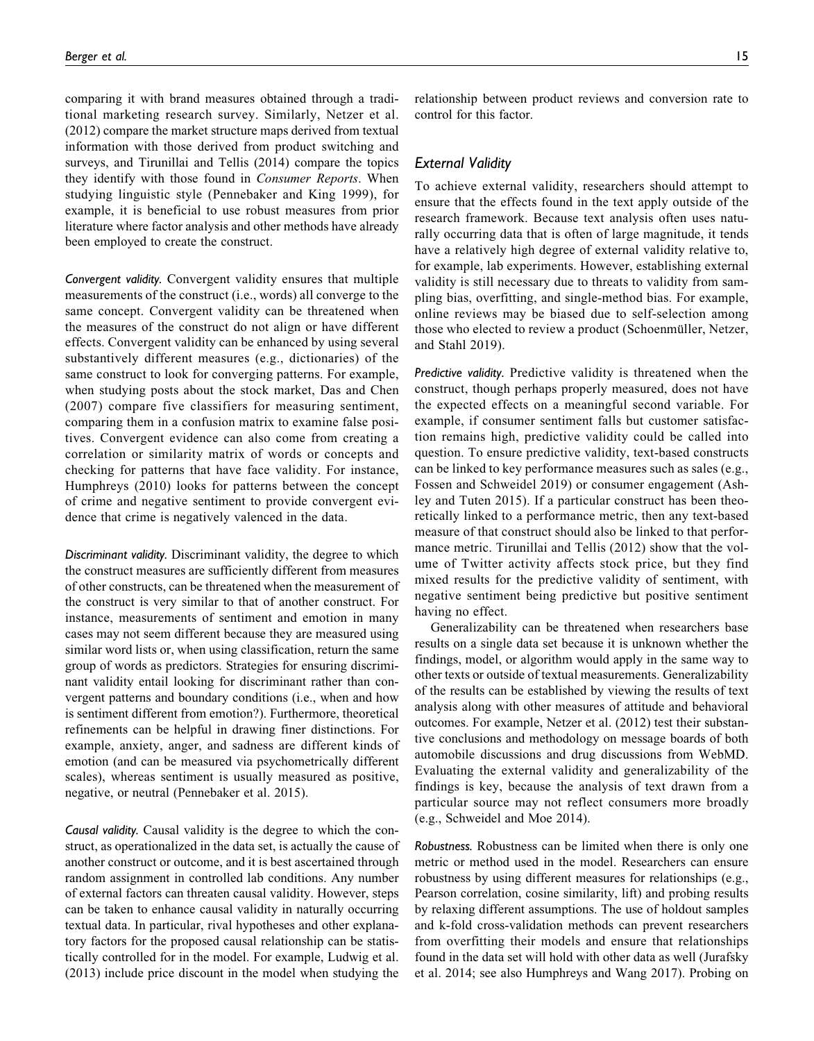comparing it with brand measures obtained through a traditional marketing research survey. Similarly, Netzer et al. (2012) compare the market structure maps derived from textual information with those derived from product switching and surveys, and Tirunillai and Tellis (2014) compare the topics they identify with those found in *Consumer Reports*. When studying linguistic style (Pennebaker and King 1999), for example, it is beneficial to use robust measures from prior literature where factor analysis and other methods have already been employed to create the construct.

*Convergent validity.* Convergent validity ensures that multiple measurements of the construct (i.e., words) all converge to the same concept. Convergent validity can be threatened when the measures of the construct do not align or have different effects. Convergent validity can be enhanced by using several substantively different measures (e.g., dictionaries) of the same construct to look for converging patterns. For example, when studying posts about the stock market, Das and Chen (2007) compare five classifiers for measuring sentiment, comparing them in a confusion matrix to examine false positives. Convergent evidence can also come from creating a correlation or similarity matrix of words or concepts and checking for patterns that have face validity. For instance, Humphreys (2010) looks for patterns between the concept of crime and negative sentiment to provide convergent evidence that crime is negatively valenced in the data.

*Discriminant validity.* Discriminant validity, the degree to which the construct measures are sufficiently different from measures of other constructs, can be threatened when the measurement of the construct is very similar to that of another construct. For instance, measurements of sentiment and emotion in many cases may not seem different because they are measured using similar word lists or, when using classification, return the same group of words as predictors. Strategies for ensuring discriminant validity entail looking for discriminant rather than convergent patterns and boundary conditions (i.e., when and how is sentiment different from emotion?). Furthermore, theoretical refinements can be helpful in drawing finer distinctions. For example, anxiety, anger, and sadness are different kinds of emotion (and can be measured via psychometrically different scales), whereas sentiment is usually measured as positive, negative, or neutral (Pennebaker et al. 2015).

*Causal validity.* Causal validity is the degree to which the construct, as operationalized in the data set, is actually the cause of another construct or outcome, and it is best ascertained through random assignment in controlled lab conditions. Any number of external factors can threaten causal validity. However, steps can be taken to enhance causal validity in naturally occurring textual data. In particular, rival hypotheses and other explanatory factors for the proposed causal relationship can be statistically controlled for in the model. For example, Ludwig et al. (2013) include price discount in the model when studying the relationship between product reviews and conversion rate to control for this factor.

### External Validity

To achieve external validity, researchers should attempt to ensure that the effects found in the text apply outside of the research framework. Because text analysis often uses naturally occurring data that is often of large magnitude, it tends have a relatively high degree of external validity relative to, for example, lab experiments. However, establishing external validity is still necessary due to threats to validity from sampling bias, overfitting, and single-method bias. For example, online reviews may be biased due to self-selection among those who elected to review a product (Schoenmüller, Netzer, and Stahl 2019).

*Predictive validity.* Predictive validity is threatened when the construct, though perhaps properly measured, does not have the expected effects on a meaningful second variable. For example, if consumer sentiment falls but customer satisfaction remains high, predictive validity could be called into question. To ensure predictive validity, text-based constructs can be linked to key performance measures such as sales (e.g., Fossen and Schweidel 2019) or consumer engagement (Ashley and Tuten 2015). If a particular construct has been theoretically linked to a performance metric, then any text-based measure of that construct should also be linked to that performance metric. Tirunillai and Tellis (2012) show that the volume of Twitter activity affects stock price, but they find mixed results for the predictive validity of sentiment, with negative sentiment being predictive but positive sentiment having no effect.

Generalizability can be threatened when researchers base results on a single data set because it is unknown whether the findings, model, or algorithm would apply in the same way to other texts or outside of textual measurements. Generalizability of the results can be established by viewing the results of text analysis along with other measures of attitude and behavioral outcomes. For example, Netzer et al. (2012) test their substantive conclusions and methodology on message boards of both automobile discussions and drug discussions from WebMD. Evaluating the external validity and generalizability of the findings is key, because the analysis of text drawn from a particular source may not reflect consumers more broadly (e.g., Schweidel and Moe 2014).

*Robustness.* Robustness can be limited when there is only one metric or method used in the model. Researchers can ensure robustness by using different measures for relationships (e.g., Pearson correlation, cosine similarity, lift) and probing results by relaxing different assumptions. The use of holdout samples and k-fold cross-validation methods can prevent researchers from overfitting their models and ensure that relationships found in the data set will hold with other data as well (Jurafsky et al. 2014; see also Humphreys and Wang 2017). Probing on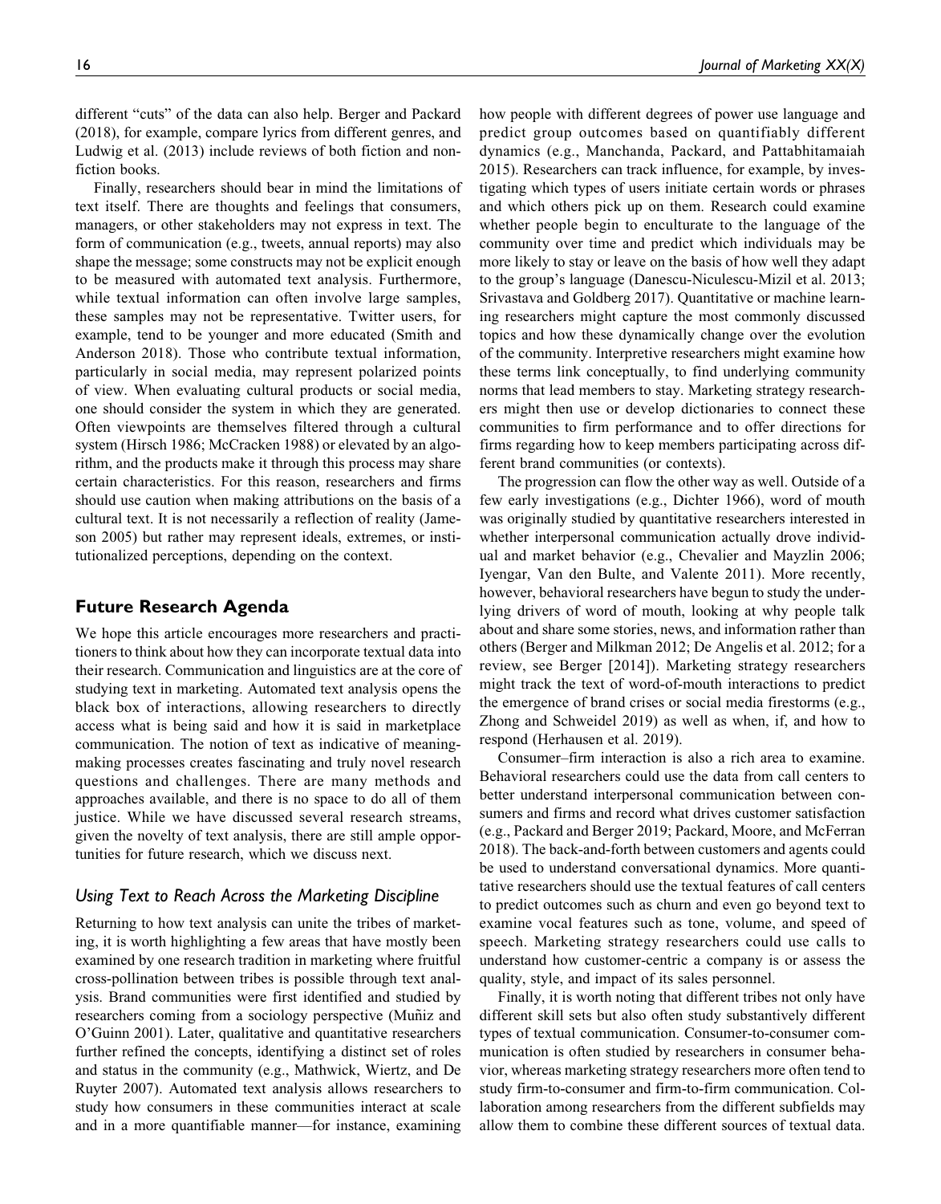different "cuts" of the data can also help. Berger and Packard (2018), for example, compare lyrics from different genres, and Ludwig et al. (2013) include reviews of both fiction and nonfiction books.

Finally, researchers should bear in mind the limitations of text itself. There are thoughts and feelings that consumers, managers, or other stakeholders may not express in text. The form of communication (e.g., tweets, annual reports) may also shape the message; some constructs may not be explicit enough to be measured with automated text analysis. Furthermore, while textual information can often involve large samples, these samples may not be representative. Twitter users, for example, tend to be younger and more educated (Smith and Anderson 2018). Those who contribute textual information, particularly in social media, may represent polarized points of view. When evaluating cultural products or social media, one should consider the system in which they are generated. Often viewpoints are themselves filtered through a cultural system (Hirsch 1986; McCracken 1988) or elevated by an algorithm, and the products make it through this process may share certain characteristics. For this reason, researchers and firms should use caution when making attributions on the basis of a cultural text. It is not necessarily a reflection of reality (Jameson 2005) but rather may represent ideals, extremes, or institutionalized perceptions, depending on the context.

## Future Research Agenda

We hope this article encourages more researchers and practitioners to think about how they can incorporate textual data into their research. Communication and linguistics are at the core of studying text in marketing. Automated text analysis opens the black box of interactions, allowing researchers to directly access what is being said and how it is said in marketplace communication. The notion of text as indicative of meaning-making processes creates fascinating and truly novel research questions and challenges. There are many methods and approaches available, and there is no space to do all of them justice. While we have discussed several research streams, given the novelty of text analysis, there are still ample opportunities for future research, which we discuss next.

### *Using Text to Reach Across the Marketing Discipline*

Returning to how text analysis can unite the tribes of marketing, it is worth highlighting a few areas that have mostly been examined by one research tradition in marketing where fruitful cross-pollination between tribes is possible through text analysis. Brand communities were first identified and studied by researchers coming from a sociology perspective (Muñiz and O'Guinn 2001). Later, qualitative and quantitative researchers further refined the concepts, identifying a distinct set of roles and status in the community (e.g., Mathwick, Wiertz, and De Ruyter 2007). Automated text analysis allows researchers to study how consumers in these communities interact at scale and in a more quantifiable manner—for instance, examining how people with different degrees of power use language and predict group outcomes based on quantifiably different dynamics (e.g., Manchanda, Packard, and Pattabhitamaiah 2015). Researchers can track influence, for example, by investigating which types of users initiate certain words or phrases and which others pick up on them. Research could examine whether people begin to enculturate to the language of the community over time and predict which individuals may be more likely to stay or leave on the basis of how well they adapt to the group's language (Danescu-Niculescu-Mizil et al. 2013; Srivastava and Goldberg 2017). Quantitative or machine learning researchers might capture the most commonly discussed topics and how these dynamically change over the evolution of the community. Interpretive researchers might examine how these terms link conceptually, to find underlying community norms that lead members to stay. Marketing strategy researchers might then use or develop dictionaries to connect these communities to firm performance and to offer directions for firms regarding how to keep members participating across different brand communities (or contexts).

The progression can flow the other way as well. Outside of a few early investigations (e.g., Dichter 1966), word of mouth was originally studied by quantitative researchers interested in whether interpersonal communication actually drove individual and market behavior (e.g., Chevalier and Mayzlin 2006; Iyengar, Van den Bulte, and Valente 2011). More recently, however, behavioral researchers have begun to study the underlying drivers of word of mouth, looking at why people talk about and share some stories, news, and information rather than others (Berger and Milkman 2012; De Angelis et al. 2012; for a review, see Berger [2014]). Marketing strategy researchers might track the text of word-of-mouth interactions to predict the emergence of brand crises or social media firestorms (e.g., Zhong and Schweidel 2019) as well as when, if, and how to respond (Herhausen et al. 2019).

Consumer–firm interaction is also a rich area to examine. Behavioral researchers could use the data from call centers to better understand interpersonal communication between consumers and firms and record what drives customer satisfaction (e.g., Packard and Berger 2019; Packard, Moore, and McFerran 2018). The back-and-forth between customers and agents could be used to understand conversational dynamics. More quantitative researchers should use the textual features of call centers to predict outcomes such as churn and even go beyond text to examine vocal features such as tone, volume, and speed of speech. Marketing strategy researchers could use calls to understand how customer-centric a company is or assess the quality, style, and impact of its sales personnel.

Finally, it is worth noting that different tribes not only have different skill sets but also often study substantively different types of textual communication. Consumer-to-consumer communication is often studied by researchers in consumer behavior, whereas marketing strategy researchers more often tend to study firm-to-consumer and firm-to-firm communication. Collaboration among researchers from the different subfields may allow them to combine these different sources of textual data.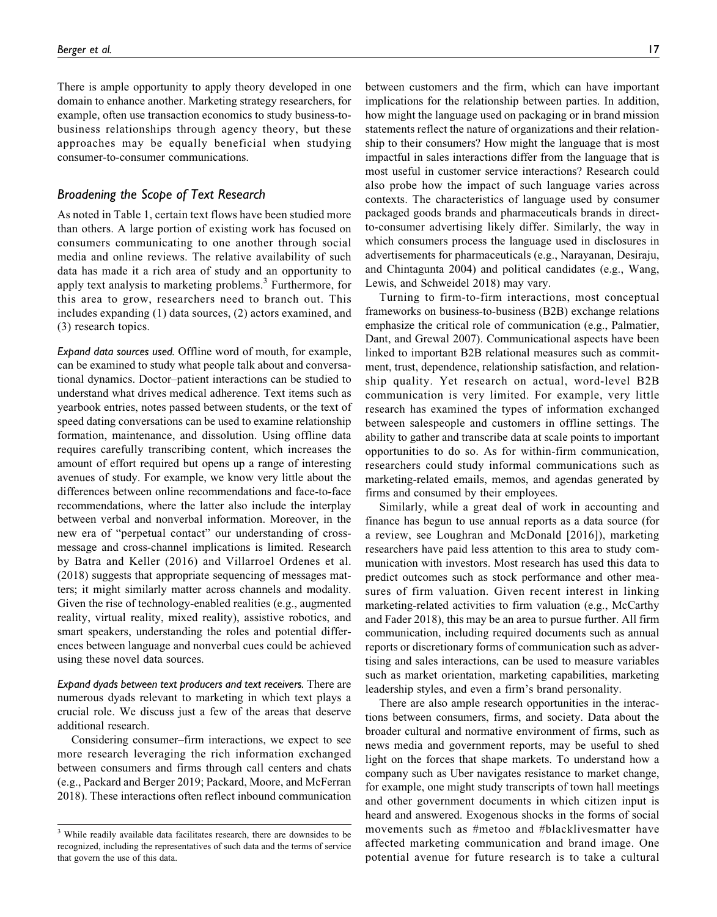There is ample opportunity to apply theory developed in one domain to enhance another. Marketing strategy researchers, for example, often use transaction economics to study business-to-business relationships through agency theory, but these approaches may be equally beneficial when studying consumer-to-consumer communications.

### Broadening the Scope of Text Research

As noted in Table 1, certain text flows have been studied more than others. A large portion of existing work has focused on consumers communicating to one another through social media and online reviews. The relative availability of such data has made it a rich area of study and an opportunity to apply text analysis to marketing problems.[3] Furthermore, for this area to grow, researchers need to branch out. This includes expanding (1) data sources, (2) actors examined, and (3) research topics.

*Expand data sources used.* Offline word of mouth, for example, can be examined to study what people talk about and conversational dynamics. Doctor–patient interactions can be studied to understand what drives medical adherence. Text items such as yearbook entries, notes passed between students, or the text of speed dating conversations can be used to examine relationship formation, maintenance, and dissolution. Using offline data requires carefully transcribing content, which increases the amount of effort required but opens up a range of interesting avenues of study. For example, we know very little about the differences between online recommendations and face-to-face recommendations, where the latter also include the interplay between verbal and nonverbal information. Moreover, in the new era of "perpetual contact" our understanding of cross-message and cross-channel implications is limited. Research by Batra and Keller (2016) and Villarroel Ordenes et al. (2018) suggests that appropriate sequencing of messages matters; it might similarly matter across channels and modality. Given the rise of technology-enabled realities (e.g., augmented reality, virtual reality, mixed reality), assistive robotics, and smart speakers, understanding the roles and potential differences between language and nonverbal cues could be achieved using these novel data sources.

*Expand dyads between text producers and text receivers.* There are numerous dyads relevant to marketing in which text plays a crucial role. We discuss just a few of the areas that deserve additional research.

Considering consumer–firm interactions, we expect to see more research leveraging the rich information exchanged between consumers and firms through call centers and chats (e.g., Packard and Berger 2019; Packard, Moore, and McFerran 2018). These interactions often reflect inbound communication between customers and the firm, which can have important implications for the relationship between parties. In addition, how might the language used on packaging or in brand mission statements reflect the nature of organizations and their relationship to their consumers? How might the language that is most impactful in sales interactions differ from the language that is most useful in customer service interactions? Research could also probe how the impact of such language varies across contexts. The characteristics of language used by consumer packaged goods brands and pharmaceuticals brands in direct-to-consumer advertising likely differ. Similarly, the way in which consumers process the language used in disclosures in advertisements for pharmaceuticals (e.g., Narayanan, Desiraju, and Chintagunta 2004) and political candidates (e.g., Wang, Lewis, and Schweidel 2018) may vary.

Turning to firm-to-firm interactions, most conceptual frameworks on business-to-business (B2B) exchange relations emphasize the critical role of communication (e.g., Palmatier, Dant, and Grewal 2007). Communicational aspects have been linked to important B2B relational measures such as commitment, trust, dependence, relationship satisfaction, and relationship quality. Yet research on actual, word-level B2B communication is very limited. For example, very little research has examined the types of information exchanged between salespeople and customers in offline settings. The ability to gather and transcribe data at scale points to important opportunities to do so. As for within-firm communication, researchers could study informal communications such as marketing-related emails, memos, and agendas generated by firms and consumed by their employees.

Similarly, while a great deal of work in accounting and finance has begun to use annual reports as a data source (for a review, see Loughran and McDonald [2016]), marketing researchers have paid less attention to this area to study communication with investors. Most research has used this data to predict outcomes such as stock performance and other measures of firm valuation. Given recent interest in linking marketing-related activities to firm valuation (e.g., McCarthy and Fader 2018), this may be an area to pursue further. All firm communication, including required documents such as annual reports or discretionary forms of communication such as advertising and sales interactions, can be used to measure variables such as market orientation, marketing capabilities, marketing leadership styles, and even a firm's brand personality.

There are also ample research opportunities in the interactions between consumers, firms, and society. Data about the broader cultural and normative environment of firms, such as news media and government reports, may be useful to shed light on the forces that shape markets. To understand how a company such as Uber navigates resistance to market change, for example, one might study transcripts of town hall meetings and other government documents in which citizen input is heard and answered. Exogenous shocks in the forms of social movements such as #metoo and #blacklivesmatter have affected marketing communication and brand image. One potential avenue for future research is to take a cultural

[3] While readily available data facilitates research, there are downsides to be recognized, including the representatives of such data and the terms of service that govern the use of this data.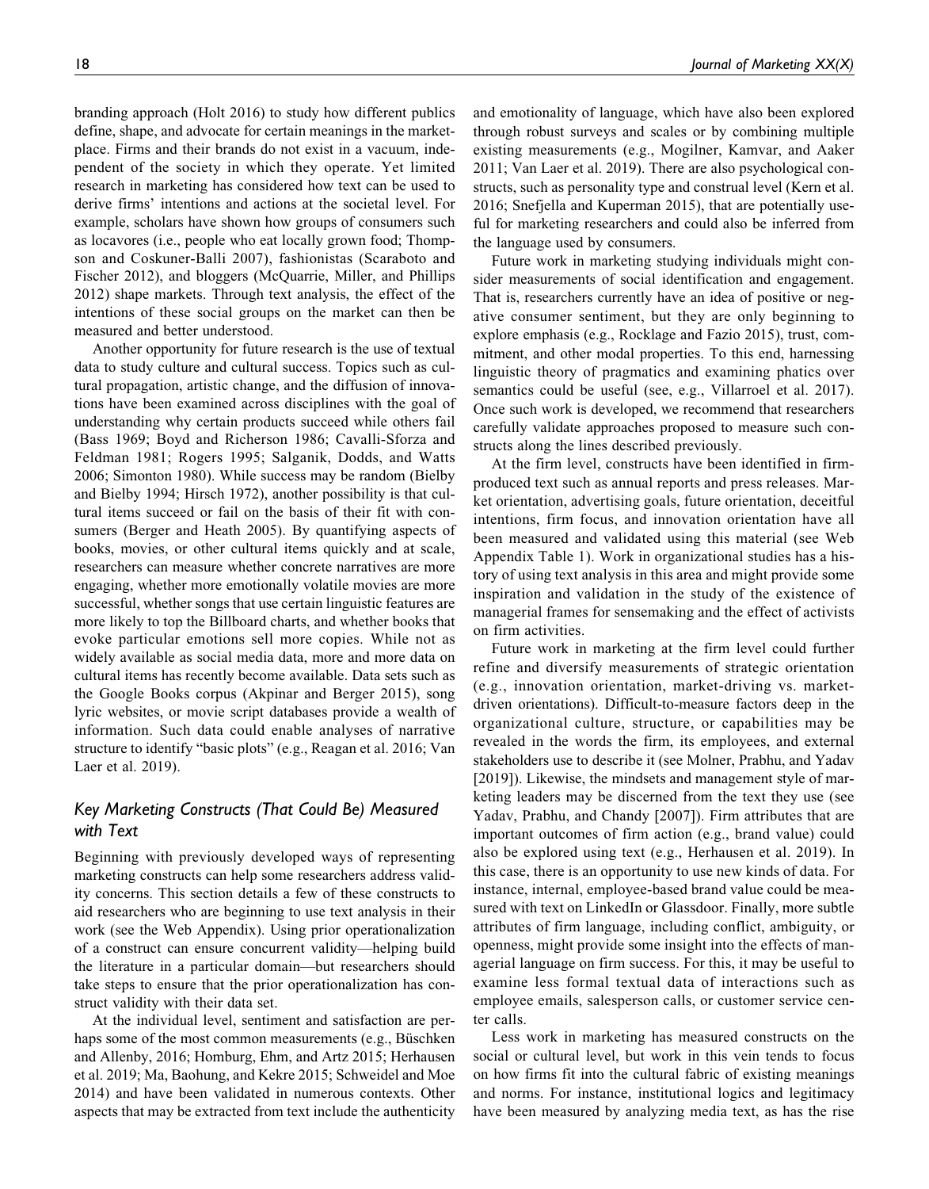branding approach (Holt 2016) to study how different publics define, shape, and advocate for certain meanings in the marketplace. Firms and their brands do not exist in a vacuum, independent of the society in which they operate. Yet limited research in marketing has considered how text can be used to derive firms' intentions and actions at the societal level. For example, scholars have shown how groups of consumers such as locavores (i.e., people who eat locally grown food; Thompson and Coskuner-Balli 2007), fashionistas (Scaraboto and Fischer 2012), and bloggers (McQuarrie, Miller, and Phillips 2012) shape markets. Through text analysis, the effect of the intentions of these social groups on the market can then be measured and better understood.

Another opportunity for future research is the use of textual data to study culture and cultural success. Topics such as cultural propagation, artistic change, and the diffusion of innovations have been examined across disciplines with the goal of understanding why certain products succeed while others fail (Bass 1969; Boyd and Richerson 1986; Cavalli-Sforza and Feldman 1981; Rogers 1995; Salganik, Dodds, and Watts 2006; Simonton 1980). While success may be random (Bielby and Bielby 1994; Hirsch 1972), another possibility is that cultural items succeed or fail on the basis of their fit with consumers (Berger and Heath 2005). By quantifying aspects of books, movies, or other cultural items quickly and at scale, researchers can measure whether concrete narratives are more engaging, whether more emotionally volatile movies are more successful, whether songs that use certain linguistic features are more likely to top the Billboard charts, and whether books that evoke particular emotions sell more copies. While not as widely available as social media data, more and more data on cultural items has recently become available. Data sets such as the Google Books corpus (Akpinar and Berger 2015), song lyric websites, or movie script databases provide a wealth of information. Such data could enable analyses of narrative structure to identify "basic plots" (e.g., Reagan et al. 2016; Van Laer et al. 2019).

## *Key Marketing Constructs (That Could Be) Measured with Text*

Beginning with previously developed ways of representing marketing constructs can help some researchers address validity concerns. This section details a few of these constructs to aid researchers who are beginning to use text analysis in their work (see the Web Appendix). Using prior operationalization of a construct can ensure concurrent validity—helping build the literature in a particular domain—but researchers should take steps to ensure that the prior operationalization has construct validity with their data set.

At the individual level, sentiment and satisfaction are perhaps some of the most common measurements (e.g., Büschken and Allenby, 2016; Homburg, Ehm, and Artz 2015; Herhausen et al. 2019; Ma, Baohung, and Kekre 2015; Schweidel and Moe 2014) and have been validated in numerous contexts. Other aspects that may be extracted from text include the authenticity and emotionality of language, which have also been explored through robust surveys and scales or by combining multiple existing measurements (e.g., Mogilner, Kamvar, and Aaker 2011; Van Laer et al. 2019). There are also psychological constructs, such as personality type and construal level (Kern et al. 2016; Snefjella and Kuperman 2015), that are potentially useful for marketing researchers and could also be inferred from the language used by consumers.

Future work in marketing studying individuals might consider measurements of social identification and engagement. That is, researchers currently have an idea of positive or negative consumer sentiment, but they are only beginning to explore emphasis (e.g., Rocklage and Fazio 2015), trust, commitment, and other modal properties. To this end, harnessing linguistic theory of pragmatics and examining phatics over semantics could be useful (see, e.g., Villarroel et al. 2017). Once such work is developed, we recommend that researchers carefully validate approaches proposed to measure such constructs along the lines described previously.

At the firm level, constructs have been identified in firm-produced text such as annual reports and press releases. Market orientation, advertising goals, future orientation, deceitful intentions, firm focus, and innovation orientation have all been measured and validated using this material (see Web Appendix Table 1). Work in organizational studies has a history of using text analysis in this area and might provide some inspiration and validation in the study of the existence of managerial frames for sensemaking and the effect of activists on firm activities.

Future work in marketing at the firm level could further refine and diversify measurements of strategic orientation (e.g., innovation orientation, market-driving vs. market-driven orientations). Difficult-to-measure factors deep in the organizational culture, structure, or capabilities may be revealed in the words the firm, its employees, and external stakeholders use to describe it (see Molner, Prabhu, and Yadav [2019]). Likewise, the mindsets and management style of marketing leaders may be discerned from the text they use (see Yadav, Prabhu, and Chandy [2007]). Firm attributes that are important outcomes of firm action (e.g., brand value) could also be explored using text (e.g., Herhausen et al. 2019). In this case, there is an opportunity to use new kinds of data. For instance, internal, employee-based brand value could be measured with text on LinkedIn or Glassdoor. Finally, more subtle attributes of firm language, including conflict, ambiguity, or openness, might provide some insight into the effects of managerial language on firm success. For this, it may be useful to examine less formal textual data of interactions such as employee emails, salesperson calls, or customer service center calls.

Less work in marketing has measured constructs on the social or cultural level, but work in this vein tends to focus on how firms fit into the cultural fabric of existing meanings and norms. For instance, institutional logics and legitimacy have been measured by analyzing media text, as has the rise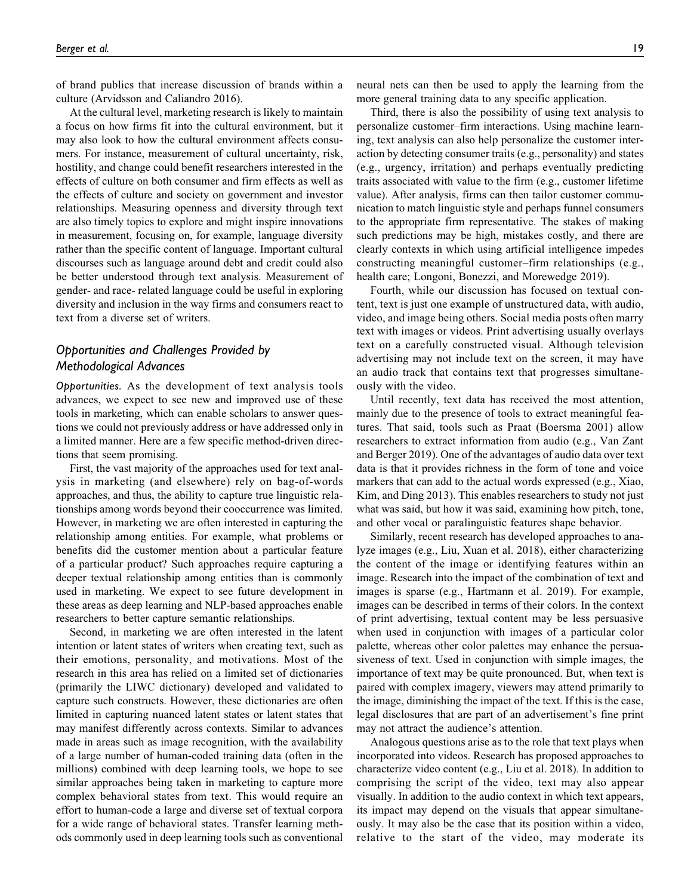of brand publics that increase discussion of brands within a culture (Arvidsson and Caliandro 2016).

At the cultural level, marketing research is likely to maintain a focus on how firms fit into the cultural environment, but it may also look to how the cultural environment affects consumers. For instance, measurement of cultural uncertainty, risk, hostility, and change could benefit researchers interested in the effects of culture on both consumer and firm effects as well as the effects of culture and society on government and investor relationships. Measuring openness and diversity through text are also timely topics to explore and might inspire innovations in measurement, focusing on, for example, language diversity rather than the specific content of language. Important cultural discourses such as language around debt and credit could also be better understood through text analysis. Measurement of gender- and race- related language could be useful in exploring diversity and inclusion in the way firms and consumers react to text from a diverse set of writers.

### *Opportunities and Challenges Provided by Methodological Advances*

*Opportunities.* As the development of text analysis tools advances, we expect to see new and improved use of these tools in marketing, which can enable scholars to answer questions we could not previously address or have addressed only in a limited manner. Here are a few specific method-driven directions that seem promising.

First, the vast majority of the approaches used for text analysis in marketing (and elsewhere) rely on bag-of-words approaches, and thus, the ability to capture true linguistic relationships among words beyond their cooccurrence was limited. However, in marketing we are often interested in capturing the relationship among entities. For example, what problems or benefits did the customer mention about a particular feature of a particular product? Such approaches require capturing a deeper textual relationship among entities than is commonly used in marketing. We expect to see future development in these areas as deep learning and NLP-based approaches enable researchers to better capture semantic relationships.

Second, in marketing we are often interested in the latent intention or latent states of writers when creating text, such as their emotions, personality, and motivations. Most of the research in this area has relied on a limited set of dictionaries (primarily the LIWC dictionary) developed and validated to capture such constructs. However, these dictionaries are often limited in capturing nuanced latent states or latent states that may manifest differently across contexts. Similar to advances made in areas such as image recognition, with the availability of a large number of human-coded training data (often in the millions) combined with deep learning tools, we hope to see similar approaches being taken in marketing to capture more complex behavioral states from text. This would require an effort to human-code a large and diverse set of textual corpora for a wide range of behavioral states. Transfer learning methods commonly used in deep learning tools such as conventional neural nets can then be used to apply the learning from the more general training data to any specific application.

Third, there is also the possibility of using text analysis to personalize customer–firm interactions. Using machine learning, text analysis can also help personalize the customer interaction by detecting consumer traits (e.g., personality) and states (e.g., urgency, irritation) and perhaps eventually predicting traits associated with value to the firm (e.g., customer lifetime value). After analysis, firms can then tailor customer communication to match linguistic style and perhaps funnel consumers to the appropriate firm representative. The stakes of making such predictions may be high, mistakes costly, and there are clearly contexts in which using artificial intelligence impedes constructing meaningful customer–firm relationships (e.g., health care; Longoni, Bonezzi, and Morewedge 2019).

Fourth, while our discussion has focused on textual content, text is just one example of unstructured data, with audio, video, and image being others. Social media posts often marry text with images or videos. Print advertising usually overlays text on a carefully constructed visual. Although television advertising may not include text on the screen, it may have an audio track that contains text that progresses simultaneously with the video.

Until recently, text data has received the most attention, mainly due to the presence of tools to extract meaningful features. That said, tools such as Praat (Boersma 2001) allow researchers to extract information from audio (e.g., Van Zant and Berger 2019). One of the advantages of audio data over text data is that it provides richness in the form of tone and voice markers that can add to the actual words expressed (e.g., Xiao, Kim, and Ding 2013). This enables researchers to study not just what was said, but how it was said, examining how pitch, tone, and other vocal or paralinguistic features shape behavior.

Similarly, recent research has developed approaches to analyze images (e.g., Liu, Xuan et al. 2018), either characterizing the content of the image or identifying features within an image. Research into the impact of the combination of text and images is sparse (e.g., Hartmann et al. 2019). For example, images can be described in terms of their colors. In the context of print advertising, textual content may be less persuasive when used in conjunction with images of a particular color palette, whereas other color palettes may enhance the persuasiveness of text. Used in conjunction with simple images, the importance of text may be quite pronounced. But, when text is paired with complex imagery, viewers may attend primarily to the image, diminishing the impact of the text. If this is the case, legal disclosures that are part of an advertisement's fine print may not attract the audience's attention.

Analogous questions arise as to the role that text plays when incorporated into videos. Research has proposed approaches to characterize video content (e.g., Liu et al. 2018). In addition to comprising the script of the video, text may also appear visually. In addition to the audio context in which text appears, its impact may depend on the visuals that appear simultaneously. It may also be the case that its position within a video, relative to the start of the video, may moderate its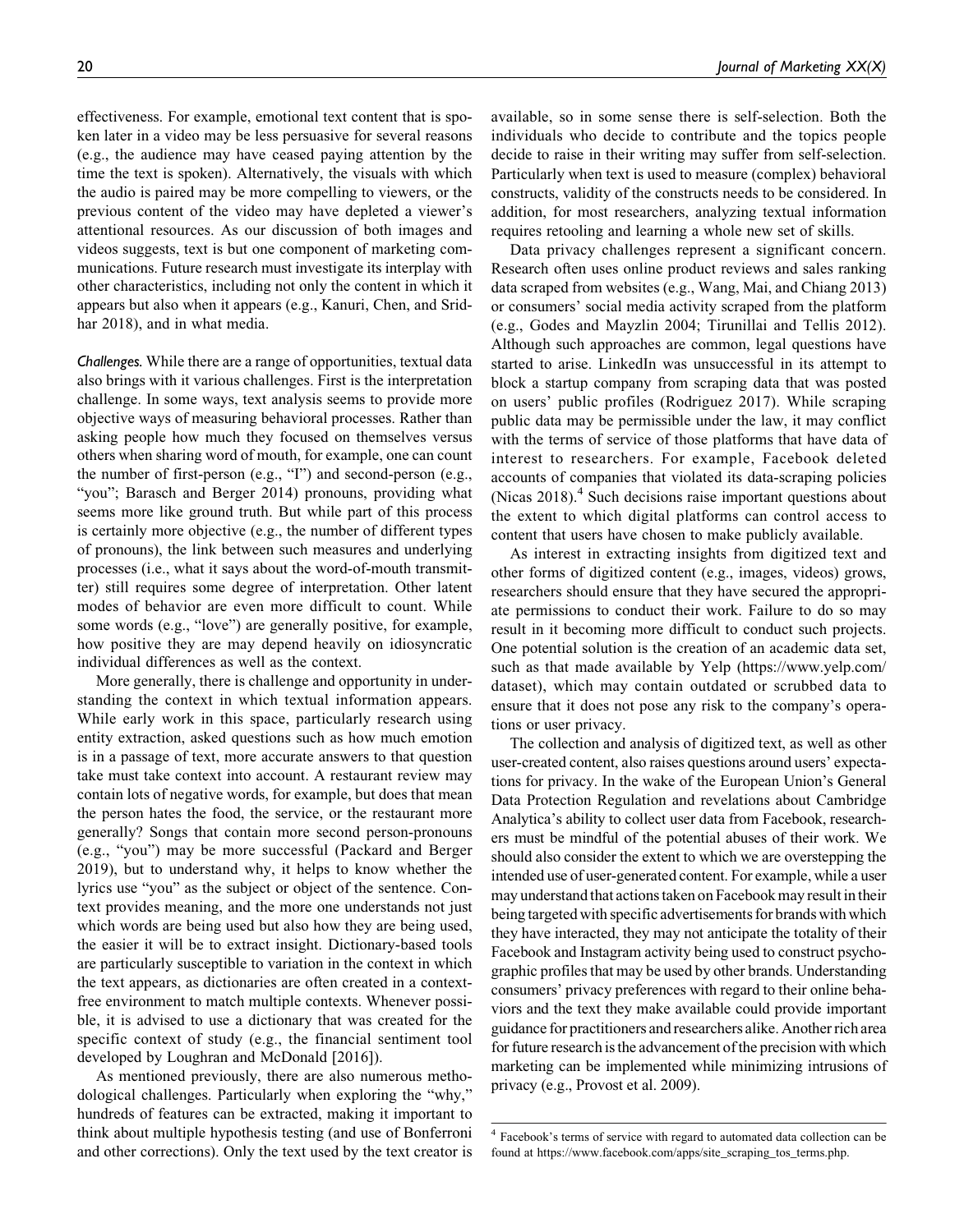effectiveness. For example, emotional text content that is spoken later in a video may be less persuasive for several reasons (e.g., the audience may have ceased paying attention by the time the text is spoken). Alternatively, the visuals with which the audio is paired may be more compelling to viewers, or the previous content of the video may have depleted a viewer's attentional resources. As our discussion of both images and videos suggests, text is but one component of marketing communications. Future research must investigate its interplay with other characteristics, including not only the content in which it appears but also when it appears (e.g., Kanuri, Chen, and Sridhar 2018), and in what media.

*Challenges.* While there are a range of opportunities, textual data also brings with it various challenges. First is the interpretation challenge. In some ways, text analysis seems to provide more objective ways of measuring behavioral processes. Rather than asking people how much they focused on themselves versus others when sharing word of mouth, for example, one can count the number of first-person (e.g., "I") and second-person (e.g., "you"; Barasch and Berger 2014) pronouns, providing what seems more like ground truth. But while part of this process is certainly more objective (e.g., the number of different types of pronouns), the link between such measures and underlying processes (i.e., what it says about the word-of-mouth transmitter) still requires some degree of interpretation. Other latent modes of behavior are even more difficult to count. While some words (e.g., "love") are generally positive, for example, how positive they are may depend heavily on idiosyncratic individual differences as well as the context.

More generally, there is challenge and opportunity in understanding the context in which textual information appears. While early work in this space, particularly research using entity extraction, asked questions such as how much emotion is in a passage of text, more accurate answers to that question take must take context into account. A restaurant review may contain lots of negative words, for example, but does that mean the person hates the food, the service, or the restaurant more generally? Songs that contain more second person-pronouns (e.g., "you") may be more successful (Packard and Berger 2019), but to understand why, it helps to know whether the lyrics use "you" as the subject or object of the sentence. Context provides meaning, and the more one understands not just which words are being used but also how they are being used, the easier it will be to extract insight. Dictionary-based tools are particularly susceptible to variation in the context in which the text appears, as dictionaries are often created in a context-free environment to match multiple contexts. Whenever possible, it is advised to use a dictionary that was created for the specific context of study (e.g., the financial sentiment tool developed by Loughran and McDonald [2016]).

As mentioned previously, there are also numerous methodological challenges. Particularly when exploring the "why," hundreds of features can be extracted, making it important to think about multiple hypothesis testing (and use of Bonferroni and other corrections). Only the text used by the text creator is available, so in some sense there is self-selection. Both the individuals who decide to contribute and the topics people decide to raise in their writing may suffer from self-selection. Particularly when text is used to measure (complex) behavioral constructs, validity of the constructs needs to be considered. In addition, for most researchers, analyzing textual information requires retooling and learning a whole new set of skills.

Data privacy challenges represent a significant concern. Research often uses online product reviews and sales ranking data scraped from websites (e.g., Wang, Mai, and Chiang 2013) or consumers' social media activity scraped from the platform (e.g., Godes and Mayzlin 2004; Tirunillai and Tellis 2012). Although such approaches are common, legal questions have started to arise. LinkedIn was unsuccessful in its attempt to block a startup company from scraping data that was posted on users' public profiles (Rodriguez 2017). While scraping public data may be permissible under the law, it may conflict with the terms of service of those platforms that have data of interest to researchers. For example, Facebook deleted accounts of companies that violated its data-scraping policies (Nicas 2018).[4] Such decisions raise important questions about the extent to which digital platforms can control access to content that users have chosen to make publicly available.

As interest in extracting insights from digitized text and other forms of digitized content (e.g., images, videos) grows, researchers should ensure that they have secured the appropriate permissions to conduct their work. Failure to do so may result in it becoming more difficult to conduct such projects. One potential solution is the creation of an academic data set, such as that made available by Yelp (https://www.yelp.com/dataset), which may contain outdated or scrubbed data to ensure that it does not pose any risk to the company's operations or user privacy.

The collection and analysis of digitized text, as well as other user-created content, also raises questions around users' expectations for privacy. In the wake of the European Union's General Data Protection Regulation and revelations about Cambridge Analytica's ability to collect user data from Facebook, researchers must be mindful of the potential abuses of their work. We should also consider the extent to which we are overstepping the intended use of user-generated content. For example, while a user may understand that actions taken on Facebook may result in their being targeted with specific advertisements for brands with which they have interacted, they may not anticipate the totality of their Facebook and Instagram activity being used to construct psychographic profiles that may be used by other brands. Understanding consumers' privacy preferences with regard to their online behaviors and the text they make available could provide important guidance for practitioners and researchers alike. Another rich area for future research is the advancement of the precision with which marketing can be implemented while minimizing intrusions of privacy (e.g., Provost et al. 2009).

[4] Facebook's terms of service with regard to automated data collection can be found at https://www.facebook.com/apps/site_scraping_tos_terms.php.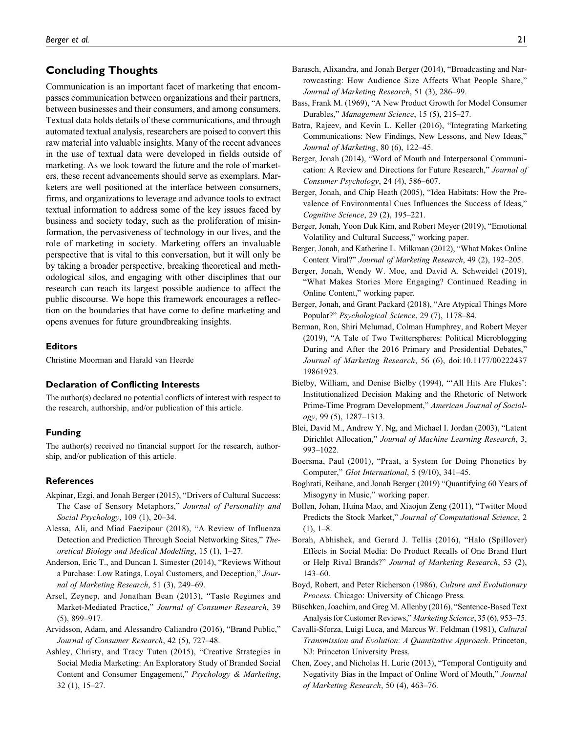## Concluding Thoughts

Communication is an important facet of marketing that encompasses communication between organizations and their partners, between businesses and their consumers, and among consumers. Textual data holds details of these communications, and through automated textual analysis, researchers are poised to convert this raw material into valuable insights. Many of the recent advances in the use of textual data were developed in fields outside of marketing. As we look toward the future and the role of marketers, these recent advancements should serve as exemplars. Marketers are well positioned at the interface between consumers, firms, and organizations to leverage and advance tools to extract textual information to address some of the key issues faced by business and society today, such as the proliferation of misinformation, the pervasiveness of technology in our lives, and the role of marketing in society. Marketing offers an invaluable perspective that is vital to this conversation, but it will only be by taking a broader perspective, breaking theoretical and methodological silos, and engaging with other disciplines that our research can reach its largest possible audience to affect the public discourse. We hope this framework encourages a reflection on the boundaries that have come to define marketing and opens avenues for future groundbreaking insights.

### Editors

Christine Moorman and Harald van Heerde

### Declaration of Conflicting Interests

The author(s) declared no potential conflicts of interest with respect to the research, authorship, and/or publication of this article.

### Funding

The author(s) received no financial support for the research, authorship, and/or publication of this article.

### References

Akpinar, Ezgi, and Jonah Berger (2015), "Drivers of Cultural Success: The Case of Sensory Metaphors," *Journal of Personality and Social Psychology*, 109 (1), 20–34.

Alessa, Ali, and Miad Faezipour (2018), "A Review of Influenza Detection and Prediction Through Social Networking Sites," *Theoretical Biology and Medical Modelling*, 15 (1), 1–27.

Anderson, Eric T., and Duncan I. Simester (2014), "Reviews Without a Purchase: Low Ratings, Loyal Customers, and Deception," *Journal of Marketing Research*, 51 (3), 249–69.

Arsel, Zeynep, and Jonathan Bean (2013), "Taste Regimes and Market-Mediated Practice," *Journal of Consumer Research*, 39 (5), 899–917.

Arvidsson, Adam, and Alessandro Caliandro (2016), "Brand Public," *Journal of Consumer Research*, 42 (5), 727–48.

Ashley, Christy, and Tracy Tuten (2015), "Creative Strategies in Social Media Marketing: An Exploratory Study of Branded Social Content and Consumer Engagement," *Psychology & Marketing*, 32 (1), 15–27.

Barasch, Alixandra, and Jonah Berger (2014), "Broadcasting and Narrowcasting: How Audience Size Affects What People Share," *Journal of Marketing Research*, 51 (3), 286–99.

Bass, Frank M. (1969), "A New Product Growth for Model Consumer Durables," *Management Science*, 15 (5), 215–27.

Batra, Rajeev, and Kevin L. Keller (2016), "Integrating Marketing Communications: New Findings, New Lessons, and New Ideas," *Journal of Marketing*, 80 (6), 122–45.

Berger, Jonah (2014), "Word of Mouth and Interpersonal Communication: A Review and Directions for Future Research," *Journal of Consumer Psychology*, 24 (4), 586–607.

Berger, Jonah, and Chip Heath (2005), "Idea Habitats: How the Prevalence of Environmental Cues Influences the Success of Ideas," *Cognitive Science*, 29 (2), 195–221.

Berger, Jonah, Yoon Duk Kim, and Robert Meyer (2019), "Emotional Volatility and Cultural Success," working paper.

Berger, Jonah, and Katherine L. Milkman (2012), "What Makes Online Content Viral?" *Journal of Marketing Research*, 49 (2), 192–205.

Berger, Jonah, Wendy W. Moe, and David A. Schweidel (2019), "What Makes Stories More Engaging? Continued Reading in Online Content," working paper.

Berger, Jonah, and Grant Packard (2018), "Are Atypical Things More Popular?" *Psychological Science*, 29 (7), 1178–84.

Berman, Ron, Shiri Melumad, Colman Humphrey, and Robert Meyer (2019), "A Tale of Two Twitterspheres: Political Microblogging During and After the 2016 Primary and Presidential Debates," *Journal of Marketing Research*, 56 (6), doi:10.1177/0022243719861923.

Bielby, William, and Denise Bielby (1994), "'All Hits Are Flukes': Institutionalized Decision Making and the Rhetoric of Network Prime-Time Program Development," *American Journal of Sociology*, 99 (5), 1287–1313.

Blei, David M., Andrew Y. Ng, and Michael I. Jordan (2003), "Latent Dirichlet Allocation," *Journal of Machine Learning Research*, 3, 993–1022.

Boersma, Paul (2001), "Praat, a System for Doing Phonetics by Computer," *Glot International*, 5 (9/10), 341–45.

Boghrati, Reihane, and Jonah Berger (2019) "Quantifying 60 Years of Misogyny in Music," working paper.

Bollen, Johan, Huina Mao, and Xiaojun Zeng (2011), "Twitter Mood Predicts the Stock Market," *Journal of Computational Science*, 2 (1), 1–8.

Borah, Abhishek, and Gerard J. Tellis (2016), "Halo (Spillover) Effects in Social Media: Do Product Recalls of One Brand Hurt or Help Rival Brands?" *Journal of Marketing Research*, 53 (2), 143–60.

Boyd, Robert, and Peter Richerson (1986), *Culture and Evolutionary Process*. Chicago: University of Chicago Press.

Büschken, Joachim, and Greg M. Allenby (2016), "Sentence-Based Text Analysis for Customer Reviews," *Marketing Science*, 35 (6), 953–75.

Cavalli-Sforza, Luigi Luca, and Marcus W. Feldman (1981), *Cultural Transmission and Evolution: A Quantitative Approach*. Princeton, NJ: Princeton University Press.

Chen, Zoey, and Nicholas H. Lurie (2013), "Temporal Contiguity and Negativity Bias in the Impact of Online Word of Mouth," *Journal of Marketing Research*, 50 (4), 463–76.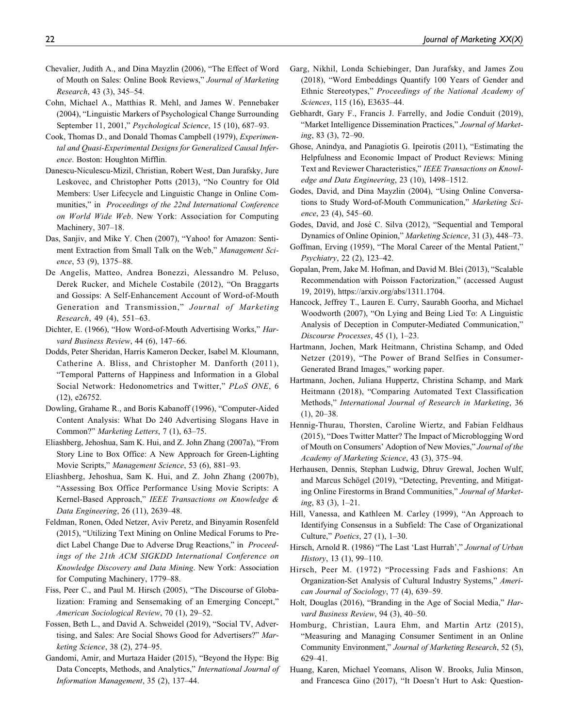Chevalier, Judith A., and Dina Mayzlin (2006), "The Effect of Word of Mouth on Sales: Online Book Reviews," *Journal of Marketing Research*, 43 (3), 345–54.

Cohn, Michael A., Matthias R. Mehl, and James W. Pennebaker (2004), "Linguistic Markers of Psychological Change Surrounding September 11, 2001," *Psychological Science*, 15 (10), 687–93.

Cook, Thomas D., and Donald Thomas Campbell (1979), *Experimental and Quasi-Experimental Designs for Generalized Causal Inference*. Boston: Houghton Mifflin.

Danescu-Niculescu-Mizil, Christian, Robert West, Dan Jurafsky, Jure Leskovec, and Christopher Potts (2013), "No Country for Old Members: User Lifecycle and Linguistic Change in Online Communities," in *Proceedings of the 22nd International Conference on World Wide Web*. New York: Association for Computing Machinery, 307–18.

Das, Sanjiv, and Mike Y. Chen (2007), "Yahoo! for Amazon: Sentiment Extraction from Small Talk on the Web," *Management Science*, 53 (9), 1375–88.

De Angelis, Matteo, Andrea Bonezzi, Alessandro M. Peluso, Derek Rucker, and Michele Costabile (2012), "On Braggarts and Gossips: A Self-Enhancement Account of Word-of-Mouth Generation and Transmission," *Journal of Marketing Research*, 49 (4), 551–63.

Dichter, E. (1966), "How Word-of-Mouth Advertising Works," *Harvard Business Review*, 44 (6), 147–66.

Dodds, Peter Sheridan, Harris Kameron Decker, Isabel M. Kloumann, Catherine A. Bliss, and Christopher M. Danforth (2011), "Temporal Patterns of Happiness and Information in a Global Social Network: Hedonometrics and Twitter," *PLoS ONE*, 6 (12), e26752.

Dowling, Grahame R., and Boris Kabanoff (1996), "Computer-Aided Content Analysis: What Do 240 Advertising Slogans Have in Common?" *Marketing Letters*, 7 (1), 63–75.

Eliashberg, Jehoshua, Sam K. Hui, and Z. John Zhang (2007a), "From Story Line to Box Office: A New Approach for Green-Lighting Movie Scripts," *Management Science*, 53 (6), 881–93.

Eliashberg, Jehoshua, Sam K. Hui, and Z. John Zhang (2007b), "Assessing Box Office Performance Using Movie Scripts: A Kernel-Based Approach," *IEEE Transactions on Knowledge & Data Engineering*, 26 (11), 2639–48.

Feldman, Ronen, Oded Netzer, Aviv Peretz, and Binyamin Rosenfeld (2015), "Utilizing Text Mining on Online Medical Forums to Predict Label Change Due to Adverse Drug Reactions," in *Proceedings of the 21th ACM SIGKDD International Conference on Knowledge Discovery and Data Mining*. New York: Association for Computing Machinery, 1779–88.

Fiss, Peer C., and Paul M. Hirsch (2005), "The Discourse of Globalization: Framing and Sensemaking of an Emerging Concept," *American Sociological Review*, 70 (1), 29–52.

Fossen, Beth L., and David A. Schweidel (2019), "Social TV, Advertising, and Sales: Are Social Shows Good for Advertisers?" *Marketing Science*, 38 (2), 274–95.

Gandomi, Amir, and Murtaza Haider (2015), "Beyond the Hype: Big Data Concepts, Methods, and Analytics," *International Journal of Information Management*, 35 (2), 137–44.

Garg, Nikhil, Londa Schiebinger, Dan Jurafsky, and James Zou (2018), "Word Embeddings Quantify 100 Years of Gender and Ethnic Stereotypes," *Proceedings of the National Academy of Sciences*, 115 (16), E3635–44.

Gebhardt, Gary F., Francis J. Farrelly, and Jodie Conduit (2019), "Market Intelligence Dissemination Practices," *Journal of Marketing*, 83 (3), 72–90.

Ghose, Anindya, and Panagiotis G. Ipeirotis (2011), "Estimating the Helpfulness and Economic Impact of Product Reviews: Mining Text and Reviewer Characteristics," *IEEE Transactions on Knowledge and Data Engineering*, 23 (10), 1498–1512.

Godes, David, and Dina Mayzlin (2004), "Using Online Conversations to Study Word-of-Mouth Communication," *Marketing Science*, 23 (4), 545–60.

Godes, David, and José C. Silva (2012), "Sequential and Temporal Dynamics of Online Opinion," *Marketing Science*, 31 (3), 448–73.

Goffman, Erving (1959), "The Moral Career of the Mental Patient," *Psychiatry*, 22 (2), 123–42.

Gopalan, Prem, Jake M. Hofman, and David M. Blei (2013), "Scalable Recommendation with Poisson Factorization," (accessed August 19, 2019), https://arxiv.org/abs/1311.1704.

Hancock, Jeffrey T., Lauren E. Curry, Saurabh Goorha, and Michael Woodworth (2007), "On Lying and Being Lied To: A Linguistic Analysis of Deception in Computer-Mediated Communication," *Discourse Processes*, 45 (1), 1–23.

Hartmann, Jochen, Mark Heitmann, Christina Schamp, and Oded Netzer (2019), "The Power of Brand Selfies in Consumer-Generated Brand Images," working paper.

Hartmann, Jochen, Juliana Huppertz, Christina Schamp, and Mark Heitmann (2018), "Comparing Automated Text Classification Methods," *International Journal of Research in Marketing*, 36 (1), 20–38.

Hennig-Thurau, Thorsten, Caroline Wiertz, and Fabian Feldhaus (2015), "Does Twitter Matter? The Impact of Microblogging Word of Mouth on Consumers' Adoption of New Movies," *Journal of the Academy of Marketing Science*, 43 (3), 375–94.

Herhausen, Dennis, Stephan Ludwig, Dhruv Grewal, Jochen Wulf, and Marcus Schögel (2019), "Detecting, Preventing, and Mitigating Online Firestorms in Brand Communities," *Journal of Marketing*, 83 (3), 1–21.

Hill, Vanessa, and Kathleen M. Carley (1999), "An Approach to Identifying Consensus in a Subfield: The Case of Organizational Culture," *Poetics*, 27 (1), 1–30.

Hirsch, Arnold R. (1986) "The Last 'Last Hurrah'," *Journal of Urban History*, 13 (1), 99–110.

Hirsch, Peer M. (1972) "Processing Fads and Fashions: An Organization-Set Analysis of Cultural Industry Systems," *American Journal of Sociology*, 77 (4), 639–59.

Holt, Douglas (2016), "Branding in the Age of Social Media," *Harvard Business Review*, 94 (3), 40–50.

Homburg, Christian, Laura Ehm, and Martin Artz (2015), "Measuring and Managing Consumer Sentiment in an Online Community Environment," *Journal of Marketing Research*, 52 (5), 629–41.

Huang, Karen, Michael Yeomans, Alison W. Brooks, Julia Minson, and Francesca Gino (2017), "It Doesn't Hurt to Ask: Question-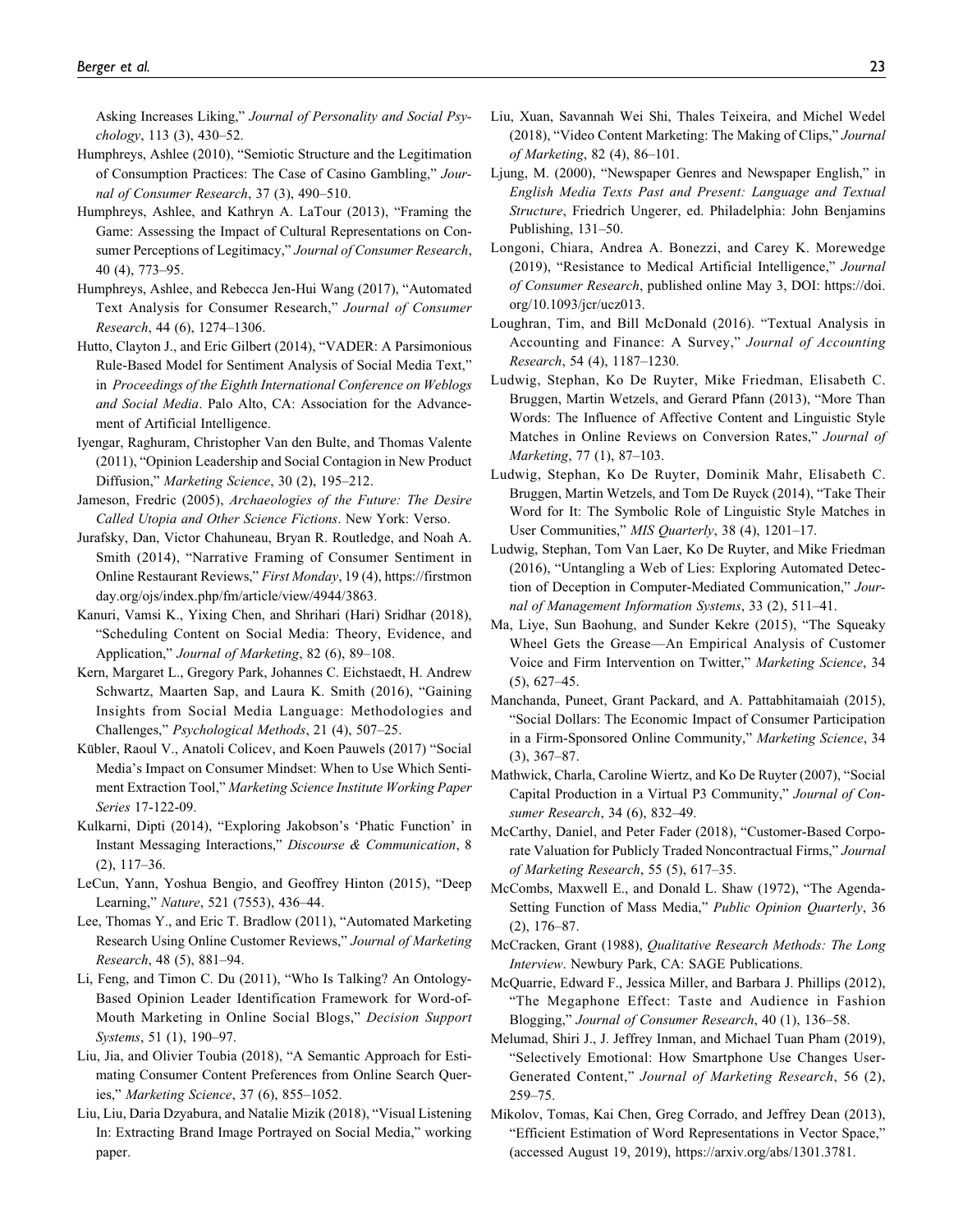Asking Increases Liking," *Journal of Personality and Social Psychology*, 113 (3), 430–52.

Humphreys, Ashlee (2010), "Semiotic Structure and the Legitimation of Consumption Practices: The Case of Casino Gambling," *Journal of Consumer Research*, 37 (3), 490–510.

Humphreys, Ashlee, and Kathryn A. LaTour (2013), "Framing the Game: Assessing the Impact of Cultural Representations on Consumer Perceptions of Legitimacy," *Journal of Consumer Research*, 40 (4), 773–95.

Humphreys, Ashlee, and Rebecca Jen-Hui Wang (2017), "Automated Text Analysis for Consumer Research," *Journal of Consumer Research*, 44 (6), 1274–1306.

Hutto, Clayton J., and Eric Gilbert (2014), "VADER: A Parsimonious Rule-Based Model for Sentiment Analysis of Social Media Text," in *Proceedings of the Eighth International Conference on Weblogs and Social Media*. Palo Alto, CA: Association for the Advancement of Artificial Intelligence.

Iyengar, Raghuram, Christopher Van den Bulte, and Thomas Valente (2011), "Opinion Leadership and Social Contagion in New Product Diffusion," *Marketing Science*, 30 (2), 195–212.

Jameson, Fredric (2005), *Archaeologies of the Future: The Desire Called Utopia and Other Science Fictions*. New York: Verso.

Jurafsky, Dan, Victor Chahuneau, Bryan R. Routledge, and Noah A. Smith (2014), "Narrative Framing of Consumer Sentiment in Online Restaurant Reviews," *First Monday*, 19 (4), https://firstmonday.org/ojs/index.php/fm/article/view/4944/3863.

Kanuri, Vamsi K., Yixing Chen, and Shrihari (Hari) Sridhar (2018), "Scheduling Content on Social Media: Theory, Evidence, and Application," *Journal of Marketing*, 82 (6), 89–108.

Kern, Margaret L., Gregory Park, Johannes C. Eichstaedt, H. Andrew Schwartz, Maarten Sap, and Laura K. Smith (2016), "Gaining Insights from Social Media Language: Methodologies and Challenges," *Psychological Methods*, 21 (4), 507–25.

Kübler, Raoul V., Anatoli Colicev, and Koen Pauwels (2017) "Social Media's Impact on Consumer Mindset: When to Use Which Sentiment Extraction Tool," *Marketing Science Institute Working Paper Series* 17-122-09.

Kulkarni, Dipti (2014), "Exploring Jakobson's 'Phatic Function' in Instant Messaging Interactions," *Discourse & Communication*, 8 (2), 117–36.

LeCun, Yann, Yoshua Bengio, and Geoffrey Hinton (2015), "Deep Learning," *Nature*, 521 (7553), 436–44.

Lee, Thomas Y., and Eric T. Bradlow (2011), "Automated Marketing Research Using Online Customer Reviews," *Journal of Marketing Research*, 48 (5), 881–94.

Li, Feng, and Timon C. Du (2011), "Who Is Talking? An Ontology-Based Opinion Leader Identification Framework for Word-of-Mouth Marketing in Online Social Blogs," *Decision Support Systems*, 51 (1), 190–97.

Liu, Jia, and Olivier Toubia (2018), "A Semantic Approach for Estimating Consumer Content Preferences from Online Search Queries," *Marketing Science*, 37 (6), 855–1052.

Liu, Liu, Daria Dzyabura, and Natalie Mizik (2018), "Visual Listening In: Extracting Brand Image Portrayed on Social Media," working paper.

Liu, Xuan, Savannah Wei Shi, Thales Teixeira, and Michel Wedel (2018), "Video Content Marketing: The Making of Clips," *Journal of Marketing*, 82 (4), 86–101.

Ljung, M. (2000), "Newspaper Genres and Newspaper English," in *English Media Texts Past and Present: Language and Textual Structure*, Friedrich Ungerer, ed. Philadelphia: John Benjamins Publishing, 131–50.

Longoni, Chiara, Andrea A. Bonezzi, and Carey K. Morewedge (2019), "Resistance to Medical Artificial Intelligence," *Journal of Consumer Research*, published online May 3, DOI: https://doi.org/10.1093/jcr/ucz013.

Loughran, Tim, and Bill McDonald (2016). "Textual Analysis in Accounting and Finance: A Survey," *Journal of Accounting Research*, 54 (4), 1187–1230.

Ludwig, Stephan, Ko De Ruyter, Mike Friedman, Elisabeth C. Bruggen, Martin Wetzels, and Gerard Pfann (2013), "More Than Words: The Influence of Affective Content and Linguistic Style Matches in Online Reviews on Conversion Rates," *Journal of Marketing*, 77 (1), 87–103.

Ludwig, Stephan, Ko De Ruyter, Dominik Mahr, Elisabeth C. Bruggen, Martin Wetzels, and Tom De Ruyck (2014), "Take Their Word for It: The Symbolic Role of Linguistic Style Matches in User Communities," *MIS Quarterly*, 38 (4), 1201–17.

Ludwig, Stephan, Tom Van Laer, Ko De Ruyter, and Mike Friedman (2016), "Untangling a Web of Lies: Exploring Automated Detection of Deception in Computer-Mediated Communication," *Journal of Management Information Systems*, 33 (2), 511–41.

Ma, Liye, Sun Baohung, and Sunder Kekre (2015), "The Squeaky Wheel Gets the Grease—An Empirical Analysis of Customer Voice and Firm Intervention on Twitter," *Marketing Science*, 34 (5), 627–45.

Manchanda, Puneet, Grant Packard, and A. Pattabhitamaiah (2015), "Social Dollars: The Economic Impact of Consumer Participation in a Firm-Sponsored Online Community," *Marketing Science*, 34 (3), 367–87.

Mathwick, Charla, Caroline Wiertz, and Ko De Ruyter (2007), "Social Capital Production in a Virtual P3 Community," *Journal of Consumer Research*, 34 (6), 832–49.

McCarthy, Daniel, and Peter Fader (2018), "Customer-Based Corporate Valuation for Publicly Traded Noncontractual Firms," *Journal of Marketing Research*, 55 (5), 617–35.

McCombs, Maxwell E., and Donald L. Shaw (1972), "The Agenda-Setting Function of Mass Media," *Public Opinion Quarterly*, 36 (2), 176–87.

McCracken, Grant (1988), *Qualitative Research Methods: The Long Interview*. Newbury Park, CA: SAGE Publications.

McQuarrie, Edward F., Jessica Miller, and Barbara J. Phillips (2012), "The Megaphone Effect: Taste and Audience in Fashion Blogging," *Journal of Consumer Research*, 40 (1), 136–58.

Melumad, Shiri J., J. Jeffrey Inman, and Michael Tuan Pham (2019), "Selectively Emotional: How Smartphone Use Changes User-Generated Content," *Journal of Marketing Research*, 56 (2), 259–75.

Mikolov, Tomas, Kai Chen, Greg Corrado, and Jeffrey Dean (2013), "Efficient Estimation of Word Representations in Vector Space," (accessed August 19, 2019), https://arxiv.org/abs/1301.3781.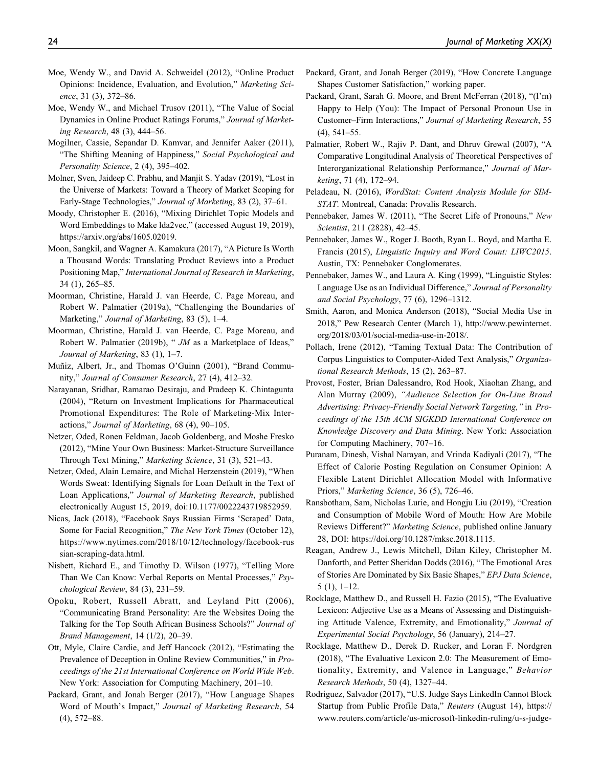Moe, Wendy W., and David A. Schweidel (2012), "Online Product Opinions: Incidence, Evaluation, and Evolution," *Marketing Science*, 31 (3), 372–86.

Moe, Wendy W., and Michael Trusov (2011), "The Value of Social Dynamics in Online Product Ratings Forums," *Journal of Marketing Research*, 48 (3), 444–56.

Mogilner, Cassie, Sepandar D. Kamvar, and Jennifer Aaker (2011), "The Shifting Meaning of Happiness," *Social Psychological and Personality Science*, 2 (4), 395–402.

Molner, Sven, Jaideep C. Prabhu, and Manjit S. Yadav (2019), "Lost in the Universe of Markets: Toward a Theory of Market Scoping for Early-Stage Technologies," *Journal of Marketing*, 83 (2), 37–61.

Moody, Christopher E. (2016), "Mixing Dirichlet Topic Models and Word Embeddings to Make lda2vec," (accessed August 19, 2019), https://arxiv.org/abs/1605.02019.

Moon, Sangkil, and Wagner A. Kamakura (2017), "A Picture Is Worth a Thousand Words: Translating Product Reviews into a Product Positioning Map," *International Journal of Research in Marketing*, 34 (1), 265–85.

Moorman, Christine, Harald J. van Heerde, C. Page Moreau, and Robert W. Palmatier (2019a), "Challenging the Boundaries of Marketing," *Journal of Marketing*, 83 (5), 1–4.

Moorman, Christine, Harald J. van Heerde, C. Page Moreau, and Robert W. Palmatier (2019b), " *JM* as a Marketplace of Ideas," *Journal of Marketing*, 83 (1), 1–7.

Muñiz, Albert, Jr., and Thomas O'Guinn (2001), "Brand Community," *Journal of Consumer Research*, 27 (4), 412–32.

Narayanan, Sridhar, Ramarao Desiraju, and Pradeep K. Chintagunta (2004), "Return on Investment Implications for Pharmaceutical Promotional Expenditures: The Role of Marketing-Mix Interactions," *Journal of Marketing*, 68 (4), 90–105.

Netzer, Oded, Ronen Feldman, Jacob Goldenberg, and Moshe Fresko (2012), "Mine Your Own Business: Market-Structure Surveillance Through Text Mining," *Marketing Science*, 31 (3), 521–43.

Netzer, Oded, Alain Lemaire, and Michal Herzenstein (2019), "When Words Sweat: Identifying Signals for Loan Default in the Text of Loan Applications," *Journal of Marketing Research*, published electronically August 15, 2019, doi:10.1177/0022243719852959.

Nicas, Jack (2018), "Facebook Says Russian Firms 'Scraped' Data, Some for Facial Recognition," *The New York Times* (October 12), https://www.nytimes.com/2018/10/12/technology/facebook-russian-scraping-data.html.

Nisbett, Richard E., and Timothy D. Wilson (1977), "Telling More Than We Can Know: Verbal Reports on Mental Processes," *Psychological Review*, 84 (3), 231–59.

Opoku, Robert, Russell Abratt, and Leyland Pitt (2006), "Communicating Brand Personality: Are the Websites Doing the Talking for the Top South African Business Schools?" *Journal of Brand Management*, 14 (1/2), 20–39.

Ott, Myle, Claire Cardie, and Jeff Hancock (2012), "Estimating the Prevalence of Deception in Online Review Communities," in *Proceedings of the 21st International Conference on World Wide Web*. New York: Association for Computing Machinery, 201–10.

Packard, Grant, and Jonah Berger (2017), "How Language Shapes Word of Mouth's Impact," *Journal of Marketing Research*, 54 (4), 572–88.

Packard, Grant, and Jonah Berger (2019), "How Concrete Language Shapes Customer Satisfaction," working paper.

Packard, Grant, Sarah G. Moore, and Brent McFerran (2018), "(I'm) Happy to Help (You): The Impact of Personal Pronoun Use in Customer–Firm Interactions," *Journal of Marketing Research*, 55 (4), 541–55.

Palmatier, Robert W., Rajiv P. Dant, and Dhruv Grewal (2007), "A Comparative Longitudinal Analysis of Theoretical Perspectives of Interorganizational Relationship Performance," *Journal of Marketing*, 71 (4), 172–94.

Peladeau, N. (2016), *WordStat: Content Analysis Module for SIMSTAT*. Montreal, Canada: Provalis Research.

Pennebaker, James W. (2011), "The Secret Life of Pronouns," *New Scientist*, 211 (2828), 42–45.

Pennebaker, James W., Roger J. Booth, Ryan L. Boyd, and Martha E. Francis (2015), *Linguistic Inquiry and Word Count: LIWC2015*. Austin, TX: Pennebaker Conglomerates.

Pennebaker, James W., and Laura A. King (1999), "Linguistic Styles: Language Use as an Individual Difference," *Journal of Personality and Social Psychology*, 77 (6), 1296–1312.

Smith, Aaron, and Monica Anderson (2018), "Social Media Use in 2018," Pew Research Center (March 1), http://www.pewinternet.org/2018/03/01/social-media-use-in-2018/.

Pollach, Irene (2012), "Taming Textual Data: The Contribution of Corpus Linguistics to Computer-Aided Text Analysis," *Organizational Research Methods*, 15 (2), 263–87.

Provost, Foster, Brian Dalessandro, Rod Hook, Xiaohan Zhang, and Alan Murray (2009), *"Audience Selection for On-Line Brand Advertising: Privacy-Friendly Social Network Targeting,"* in *Proceedings of the 15th ACM SIGKDD International Conference on Knowledge Discovery and Data Mining*. New York: Association for Computing Machinery, 707–16.

Puranam, Dinesh, Vishal Narayan, and Vrinda Kadiyali (2017), "The Effect of Calorie Posting Regulation on Consumer Opinion: A Flexible Latent Dirichlet Allocation Model with Informative Priors," *Marketing Science*, 36 (5), 726–46.

Ransbotham, Sam, Nicholas Lurie, and Hongju Liu (2019), "Creation and Consumption of Mobile Word of Mouth: How Are Mobile Reviews Different?" *Marketing Science*, published online January 28, DOI: https://doi.org/10.1287/mksc.2018.1115.

Reagan, Andrew J., Lewis Mitchell, Dilan Kiley, Christopher M. Danforth, and Petter Sheridan Dodds (2016), "The Emotional Arcs of Stories Are Dominated by Six Basic Shapes," *EPJ Data Science*, 5 (1), 1–12.

Rocklage, Matthew D., and Russell H. Fazio (2015), "The Evaluative Lexicon: Adjective Use as a Means of Assessing and Distinguishing Attitude Valence, Extremity, and Emotionality," *Journal of Experimental Social Psychology*, 56 (January), 214–27.

Rocklage, Matthew D., Derek D. Rucker, and Loran F. Nordgren (2018), "The Evaluative Lexicon 2.0: The Measurement of Emotionality, Extremity, and Valence in Language," *Behavior Research Methods*, 50 (4), 1327–44.

Rodriguez, Salvador (2017), "U.S. Judge Says LinkedIn Cannot Block Startup from Public Profile Data," *Reuters* (August 14), https://www.reuters.com/article/us-microsoft-linkedin-ruling/u-s-judge-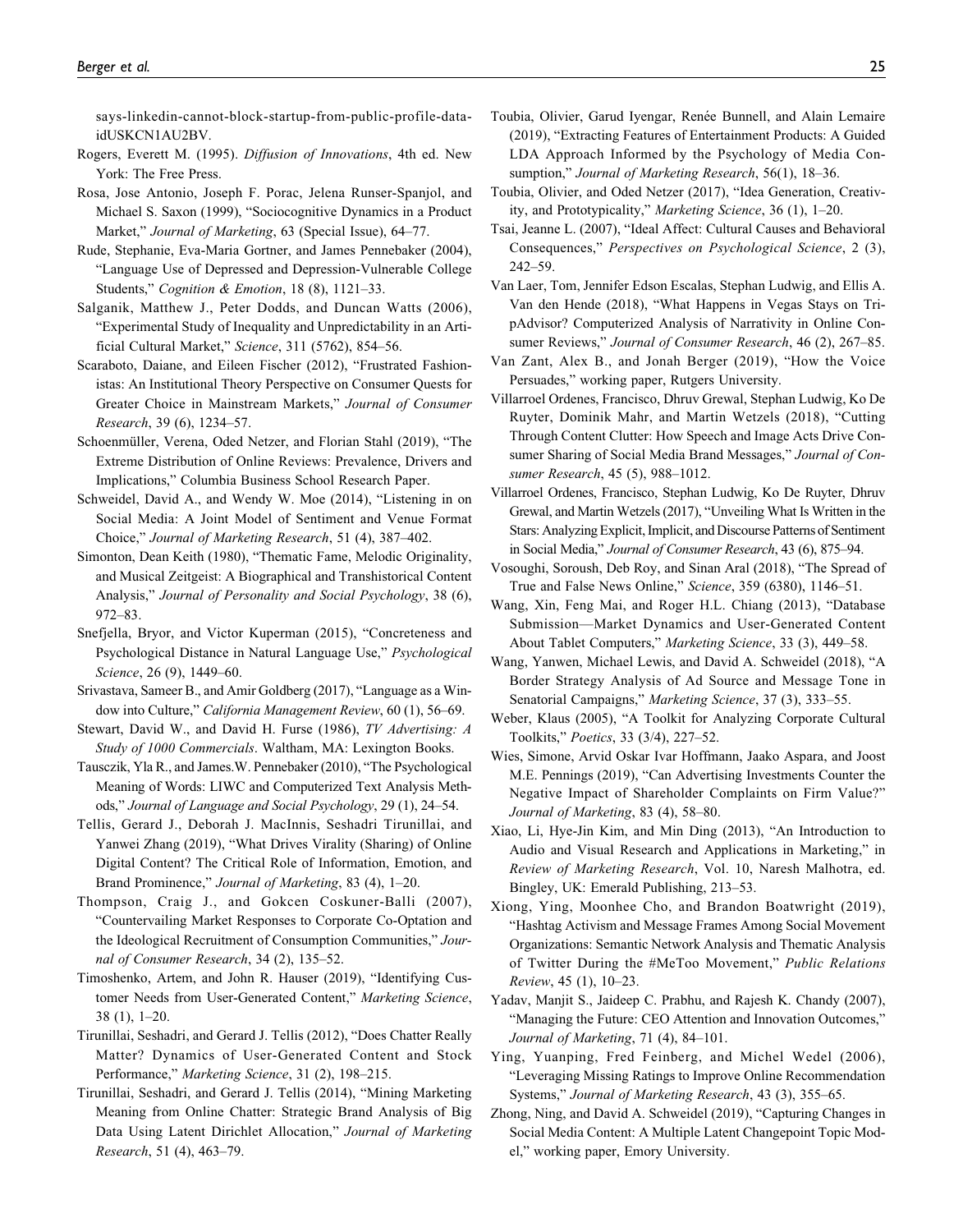says-linkedin-cannot-block-startup-from-public-profile-data-idUSKCN1AU2BV.

Rogers, Everett M. (1995). *Diffusion of Innovations*, 4th ed. New York: The Free Press.

Rosa, Jose Antonio, Joseph F. Porac, Jelena Runser-Spanjol, and Michael S. Saxon (1999), "Sociocognitive Dynamics in a Product Market," *Journal of Marketing*, 63 (Special Issue), 64–77.

Rude, Stephanie, Eva-Maria Gortner, and James Pennebaker (2004), "Language Use of Depressed and Depression-Vulnerable College Students," *Cognition & Emotion*, 18 (8), 1121–33.

Salganik, Matthew J., Peter Dodds, and Duncan Watts (2006), "Experimental Study of Inequality and Unpredictability in an Artificial Cultural Market," *Science*, 311 (5762), 854–56.

Scaraboto, Daiane, and Eileen Fischer (2012), "Frustrated Fashionistas: An Institutional Theory Perspective on Consumer Quests for Greater Choice in Mainstream Markets," *Journal of Consumer Research*, 39 (6), 1234–57.

Schoenmüller, Verena, Oded Netzer, and Florian Stahl (2019), "The Extreme Distribution of Online Reviews: Prevalence, Drivers and Implications," Columbia Business School Research Paper.

Schweidel, David A., and Wendy W. Moe (2014), "Listening in on Social Media: A Joint Model of Sentiment and Venue Format Choice," *Journal of Marketing Research*, 51 (4), 387–402.

Simonton, Dean Keith (1980), "Thematic Fame, Melodic Originality, and Musical Zeitgeist: A Biographical and Transhistorical Content Analysis," *Journal of Personality and Social Psychology*, 38 (6), 972–83.

Snefjella, Bryor, and Victor Kuperman (2015), "Concreteness and Psychological Distance in Natural Language Use," *Psychological Science*, 26 (9), 1449–60.

Srivastava, Sameer B., and Amir Goldberg (2017), "Language as a Window into Culture," *California Management Review*, 60 (1), 56–69.

Stewart, David W., and David H. Furse (1986), *TV Advertising: A Study of 1000 Commercials*. Waltham, MA: Lexington Books.

Tausczik, Yla R., and James.W. Pennebaker (2010), "The Psychological Meaning of Words: LIWC and Computerized Text Analysis Methods," *Journal of Language and Social Psychology*, 29 (1), 24–54.

Tellis, Gerard J., Deborah J. MacInnis, Seshadri Tirunillai, and Yanwei Zhang (2019), "What Drives Virality (Sharing) of Online Digital Content? The Critical Role of Information, Emotion, and Brand Prominence," *Journal of Marketing*, 83 (4), 1–20.

Thompson, Craig J., and Gokcen Coskuner-Balli (2007), "Countervailing Market Responses to Corporate Co-Optation and the Ideological Recruitment of Consumption Communities," *Journal of Consumer Research*, 34 (2), 135–52.

Timoshenko, Artem, and John R. Hauser (2019), "Identifying Customer Needs from User-Generated Content," *Marketing Science*, 38 (1), 1–20.

Tirunillai, Seshadri, and Gerard J. Tellis (2012), "Does Chatter Really Matter? Dynamics of User-Generated Content and Stock Performance," *Marketing Science*, 31 (2), 198–215.

Tirunillai, Seshadri, and Gerard J. Tellis (2014), "Mining Marketing Meaning from Online Chatter: Strategic Brand Analysis of Big Data Using Latent Dirichlet Allocation," *Journal of Marketing Research*, 51 (4), 463–79.

Toubia, Olivier, Garud Iyengar, Renée Bunnell, and Alain Lemaire (2019), "Extracting Features of Entertainment Products: A Guided LDA Approach Informed by the Psychology of Media Consumption," *Journal of Marketing Research*, 56(1), 18–36.

Toubia, Olivier, and Oded Netzer (2017), "Idea Generation, Creativity, and Prototypicality," *Marketing Science*, 36 (1), 1–20.

Tsai, Jeanne L. (2007), "Ideal Affect: Cultural Causes and Behavioral Consequences," *Perspectives on Psychological Science*, 2 (3), 242–59.

Van Laer, Tom, Jennifer Edson Escalas, Stephan Ludwig, and Ellis A. Van den Hende (2018), "What Happens in Vegas Stays on TripAdvisor? Computerized Analysis of Narrativity in Online Consumer Reviews," *Journal of Consumer Research*, 46 (2), 267–85.

Van Zant, Alex B., and Jonah Berger (2019), "How the Voice Persuades," working paper, Rutgers University.

Villarroel Ordenes, Francisco, Dhruv Grewal, Stephan Ludwig, Ko De Ruyter, Dominik Mahr, and Martin Wetzels (2018), "Cutting Through Content Clutter: How Speech and Image Acts Drive Consumer Sharing of Social Media Brand Messages," *Journal of Consumer Research*, 45 (5), 988–1012.

Villarroel Ordenes, Francisco, Stephan Ludwig, Ko De Ruyter, Dhruv Grewal, and Martin Wetzels (2017), "Unveiling What Is Written in the Stars: Analyzing Explicit, Implicit, and Discourse Patterns of Sentiment in Social Media," *Journal of Consumer Research*, 43 (6), 875–94.

Vosoughi, Soroush, Deb Roy, and Sinan Aral (2018), "The Spread of True and False News Online," *Science*, 359 (6380), 1146–51.

Wang, Xin, Feng Mai, and Roger H.L. Chiang (2013), "Database Submission—Market Dynamics and User-Generated Content About Tablet Computers," *Marketing Science*, 33 (3), 449–58.

Wang, Yanwen, Michael Lewis, and David A. Schweidel (2018), "A Border Strategy Analysis of Ad Source and Message Tone in Senatorial Campaigns," *Marketing Science*, 37 (3), 333–55.

Weber, Klaus (2005), "A Toolkit for Analyzing Corporate Cultural Toolkits," *Poetics*, 33 (3/4), 227–52.

Wies, Simone, Arvid Oskar Ivar Hoffmann, Jaako Aspara, and Joost M.E. Pennings (2019), "Can Advertising Investments Counter the Negative Impact of Shareholder Complaints on Firm Value?" *Journal of Marketing*, 83 (4), 58–80.

Xiao, Li, Hye-Jin Kim, and Min Ding (2013), "An Introduction to Audio and Visual Research and Applications in Marketing," in *Review of Marketing Research*, Vol. 10, Naresh Malhotra, ed. Bingley, UK: Emerald Publishing, 213–53.

Xiong, Ying, Moonhee Cho, and Brandon Boatwright (2019), "Hashtag Activism and Message Frames Among Social Movement Organizations: Semantic Network Analysis and Thematic Analysis of Twitter During the #MeToo Movement," *Public Relations Review*, 45 (1), 10–23.

Yadav, Manjit S., Jaideep C. Prabhu, and Rajesh K. Chandy (2007), "Managing the Future: CEO Attention and Innovation Outcomes," *Journal of Marketing*, 71 (4), 84–101.

Ying, Yuanping, Fred Feinberg, and Michel Wedel (2006), "Leveraging Missing Ratings to Improve Online Recommendation Systems," *Journal of Marketing Research*, 43 (3), 355–65.

Zhong, Ning, and David A. Schweidel (2019), "Capturing Changes in Social Media Content: A Multiple Latent Changepoint Topic Model," working paper, Emory University.